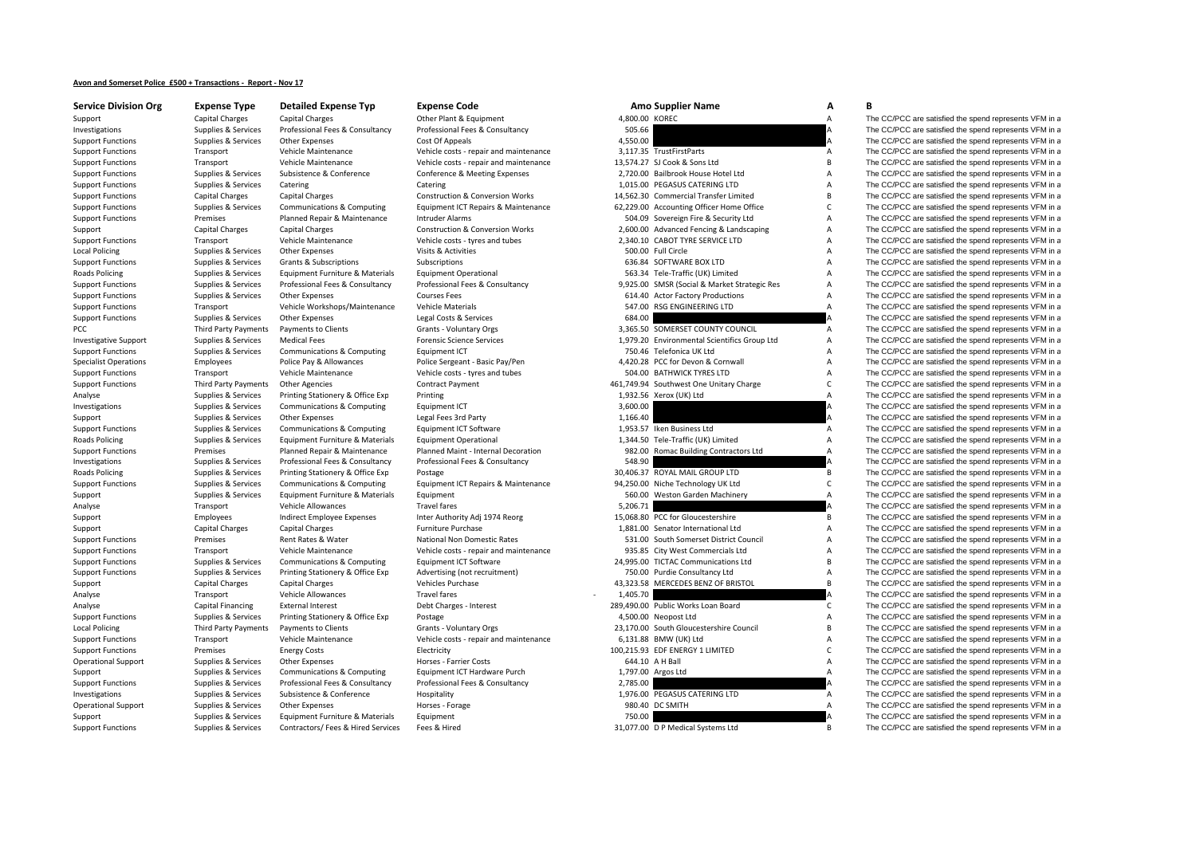**Avon and Somerset Police £500 + Transactions - Report - Nov 17**

| Service Division Org | Expense Type | Detailed Expense Typ | Expense Code | Amo | Supplier Name | A | B |
|---|---|---|---|---|---|---|---|
| Support | Capital Charges | Capital Charges | Other Plant & Equipment | 4,800.00 | KOREC | A | The CC/PCC are satisfied the spend represents VFM in a |
| Investigations | Supplies & Services | Professional Fees & Consultancy | Professional Fees & Consultancy | 505.66 | | A | The CC/PCC are satisfied the spend represents VFM in a |
| Support Functions | Supplies & Services | Other Expenses | Cost Of Appeals | 4,550.00 | | A | The CC/PCC are satisfied the spend represents VFM in a |
| Support Functions | Transport | Vehicle Maintenance | Vehicle costs - repair and maintenance | 3,117.35 | TrustFirstParts | A | The CC/PCC are satisfied the spend represents VFM in a |
| Support Functions | Transport | Vehicle Maintenance | Vehicle costs - repair and maintenance | 13,574.27 | SJ Cook & Sons Ltd | B | The CC/PCC are satisfied the spend represents VFM in a |
| Support Functions | Supplies & Services | Subsistence & Conference | Conference & Meeting Expenses | 2,720.00 | Bailbrook House Hotel Ltd | A | The CC/PCC are satisfied the spend represents VFM in a |
| Support Functions | Supplies & Services | Catering | Catering | 1,015.00 | PEGASUS CATERING LTD | A | The CC/PCC are satisfied the spend represents VFM in a |
| Support Functions | Capital Charges | Capital Charges | Construction & Conversion Works | 14,562.30 | Commercial Transfer Limited | B | The CC/PCC are satisfied the spend represents VFM in a |
| Support Functions | Supplies & Services | Communications & Computing | Equipment ICT Repairs & Maintenance | 62,229.00 | Accounting Officer Home Office | C | The CC/PCC are satisfied the spend represents VFM in a |
| Support Functions | Premises | Planned Repair & Maintenance | Intruder Alarms | 504.09 | Sovereign Fire & Security Ltd | A | The CC/PCC are satisfied the spend represents VFM in a |
| Support | Capital Charges | Capital Charges | Construction & Conversion Works | 2,600.00 | Advanced Fencing & Landscaping | A | The CC/PCC are satisfied the spend represents VFM in a |
| Support Functions | Transport | Vehicle Maintenance | Vehicle costs - tyres and tubes | 2,340.10 | CABOT TYRE SERVICE LTD | A | The CC/PCC are satisfied the spend represents VFM in a |
| Local Policing | Supplies & Services | Other Expenses | Visits & Activities | 500.00 | Full Circle | A | The CC/PCC are satisfied the spend represents VFM in a |
| Support Functions | Supplies & Services | Grants & Subscriptions | Subscriptions | 636.84 | SOFTWARE BOX LTD | A | The CC/PCC are satisfied the spend represents VFM in a |
| Roads Policing | Supplies & Services | Equipment Furniture & Materials | Equipment Operational | 563.34 | Tele-Traffic (UK) Limited | A | The CC/PCC are satisfied the spend represents VFM in a |
| Support Functions | Supplies & Services | Professional Fees & Consultancy | Professional Fees & Consultancy | 9,925.00 | SMSR (Social & Market Strategic Res | A | The CC/PCC are satisfied the spend represents VFM in a |
| Support Functions | Supplies & Services | Other Expenses | Courses Fees | 614.40 | Actor Factory Productions | A | The CC/PCC are satisfied the spend represents VFM in a |
| Support Functions | Transport | Vehicle Workshops/Maintenance | Vehicle Materials | 547.00 | RSG ENGINEERING LTD | A | The CC/PCC are satisfied the spend represents VFM in a |
| Support Functions | Supplies & Services | Other Expenses | Legal Costs & Services | 684.00 | | A | The CC/PCC are satisfied the spend represents VFM in a |
| PCC | Third Party Payments | Payments to Clients | Grants - Voluntary Orgs | 3,365.50 | SOMERSET COUNTY COUNCIL | A | The CC/PCC are satisfied the spend represents VFM in a |
| Investigative Support | Supplies & Services | Medical Fees | Forensic Science Services | 1,979.20 | Environmental Scientifics Group Ltd | A | The CC/PCC are satisfied the spend represents VFM in a |
| Support Functions | Supplies & Services | Communications & Computing | Equipment ICT | 750.46 | Telefonica UK Ltd | A | The CC/PCC are satisfied the spend represents VFM in a |
| Specialist Operations | Employees | Police Pay & Allowances | Police Sergeant - Basic Pay/Pen | 4,420.28 | PCC for Devon & Cornwall | A | The CC/PCC are satisfied the spend represents VFM in a |
| Support Functions | Transport | Vehicle Maintenance | Vehicle costs - tyres and tubes | 504.00 | BATHWICK TYRES LTD | A | The CC/PCC are satisfied the spend represents VFM in a |
| Support Functions | Third Party Payments | Other Agencies | Contract Payment | 461,749.94 | Southwest One Unitary Charge | C | The CC/PCC are satisfied the spend represents VFM in a |
| Analyse | Supplies & Services | Printing Stationery & Office Exp | Printing | 1,932.56 | Xerox (UK) Ltd | A | The CC/PCC are satisfied the spend represents VFM in a |
| Investigations | Supplies & Services | Communications & Computing | Equipment ICT | 3,600.00 | | A | The CC/PCC are satisfied the spend represents VFM in a |
| Support | Supplies & Services | Other Expenses | Legal Fees 3rd Party | 1,166.40 | | A | The CC/PCC are satisfied the spend represents VFM in a |
| Support Functions | Supplies & Services | Communications & Computing | Equipment ICT Software | 1,953.57 | Iken Business Ltd | A | The CC/PCC are satisfied the spend represents VFM in a |
| Roads Policing | Supplies & Services | Equipment Furniture & Materials | Equipment Operational | 1,344.50 | Tele-Traffic (UK) Limited | A | The CC/PCC are satisfied the spend represents VFM in a |
| Support Functions | Premises | Planned Repair & Maintenance | Planned Maint - Internal Decoration | 982.00 | Romac Building Contractors Ltd | A | The CC/PCC are satisfied the spend represents VFM in a |
| Investigations | Supplies & Services | Professional Fees & Consultancy | Professional Fees & Consultancy | 548.90 | | A | The CC/PCC are satisfied the spend represents VFM in a |
| Roads Policing | Supplies & Services | Printing Stationery & Office Exp | Postage | 30,406.37 | ROYAL MAIL GROUP LTD | B | The CC/PCC are satisfied the spend represents VFM in a |
| Support Functions | Supplies & Services | Communications & Computing | Equipment ICT Repairs & Maintenance | 94,250.00 | Niche Technology UK Ltd | C | The CC/PCC are satisfied the spend represents VFM in a |
| Support | Supplies & Services | Equipment Furniture & Materials | Equipment | 560.00 | Weston Garden Machinery | A | The CC/PCC are satisfied the spend represents VFM in a |
| Analyse | Transport | Vehicle Allowances | Travel fares | 5,206.71 | | A | The CC/PCC are satisfied the spend represents VFM in a |
| Support | Employees | Indirect Employee Expenses | Inter Authority Adj 1974 Reorg | 15,068.80 | PCC for Gloucestershire | B | The CC/PCC are satisfied the spend represents VFM in a |
| Support | Capital Charges | Capital Charges | Furniture Purchase | 1,881.00 | Senator International Ltd | A | The CC/PCC are satisfied the spend represents VFM in a |
| Support Functions | Premises | Rent Rates & Water | National Non Domestic Rates | 531.00 | South Somerset District Council | A | The CC/PCC are satisfied the spend represents VFM in a |
| Support Functions | Transport | Vehicle Maintenance | Vehicle costs - repair and maintenance | 935.85 | City West Commercials Ltd | A | The CC/PCC are satisfied the spend represents VFM in a |
| Support Functions | Supplies & Services | Communications & Computing | Equipment ICT Software | 24,995.00 | TICTAC Communications Ltd | B | The CC/PCC are satisfied the spend represents VFM in a |
| Support Functions | Supplies & Services | Printing Stationery & Office Exp | Advertising (not recruitment) | 750.00 | Purdie Consultancy Ltd | A | The CC/PCC are satisfied the spend represents VFM in a |
| Support | Capital Charges | Capital Charges | Vehicles Purchase | 43,323.58 | MERCEDES BENZ OF BRISTOL | B | The CC/PCC are satisfied the spend represents VFM in a |
| Analyse | Transport | Vehicle Allowances | Travel fares | - 1,405.70 | | A | The CC/PCC are satisfied the spend represents VFM in a |
| Analyse | Capital Financing | External Interest | Debt Charges - Interest | 289,490.00 | Public Works Loan Board | C | The CC/PCC are satisfied the spend represents VFM in a |
| Support Functions | Supplies & Services | Printing Stationery & Office Exp | Postage | 4,500.00 | Neopost Ltd | A | The CC/PCC are satisfied the spend represents VFM in a |
| Local Policing | Third Party Payments | Payments to Clients | Grants - Voluntary Orgs | 23,170.00 | South Gloucestershire Council | B | The CC/PCC are satisfied the spend represents VFM in a |
| Support Functions | Transport | Vehicle Maintenance | Vehicle costs - repair and maintenance | 6,131.88 | BMW (UK) Ltd | A | The CC/PCC are satisfied the spend represents VFM in a |
| Support Functions | Premises | Energy Costs | Electricity | 100,215.93 | EDF ENERGY 1 LIMITED | C | The CC/PCC are satisfied the spend represents VFM in a |
| Operational Support | Supplies & Services | Other Expenses | Horses - Farrier Costs | 644.10 | A H Ball | A | The CC/PCC are satisfied the spend represents VFM in a |
| Support | Supplies & Services | Communications & Computing | Equipment ICT Hardware Purch | 1,797.00 | Argos Ltd | A | The CC/PCC are satisfied the spend represents VFM in a |
| Support Functions | Supplies & Services | Professional Fees & Consultancy | Professional Fees & Consultancy | 2,785.00 | | A | The CC/PCC are satisfied the spend represents VFM in a |
| Investigations | Supplies & Services | Subsistence & Conference | Hospitality | 1,976.00 | PEGASUS CATERING LTD | A | The CC/PCC are satisfied the spend represents VFM in a |
| Operational Support | Supplies & Services | Other Expenses | Horses - Forage | 980.40 | DC SMITH | A | The CC/PCC are satisfied the spend represents VFM in a |
| Support | Supplies & Services | Equipment Furniture & Materials | Equipment | 750.00 | | A | The CC/PCC are satisfied the spend represents VFM in a |
| Support Functions | Supplies & Services | Contractors/ Fees & Hired Services | Fees & Hired | 31,077.00 | D P Medical Systems Ltd | B | The CC/PCC are satisfied the spend represents VFM in a |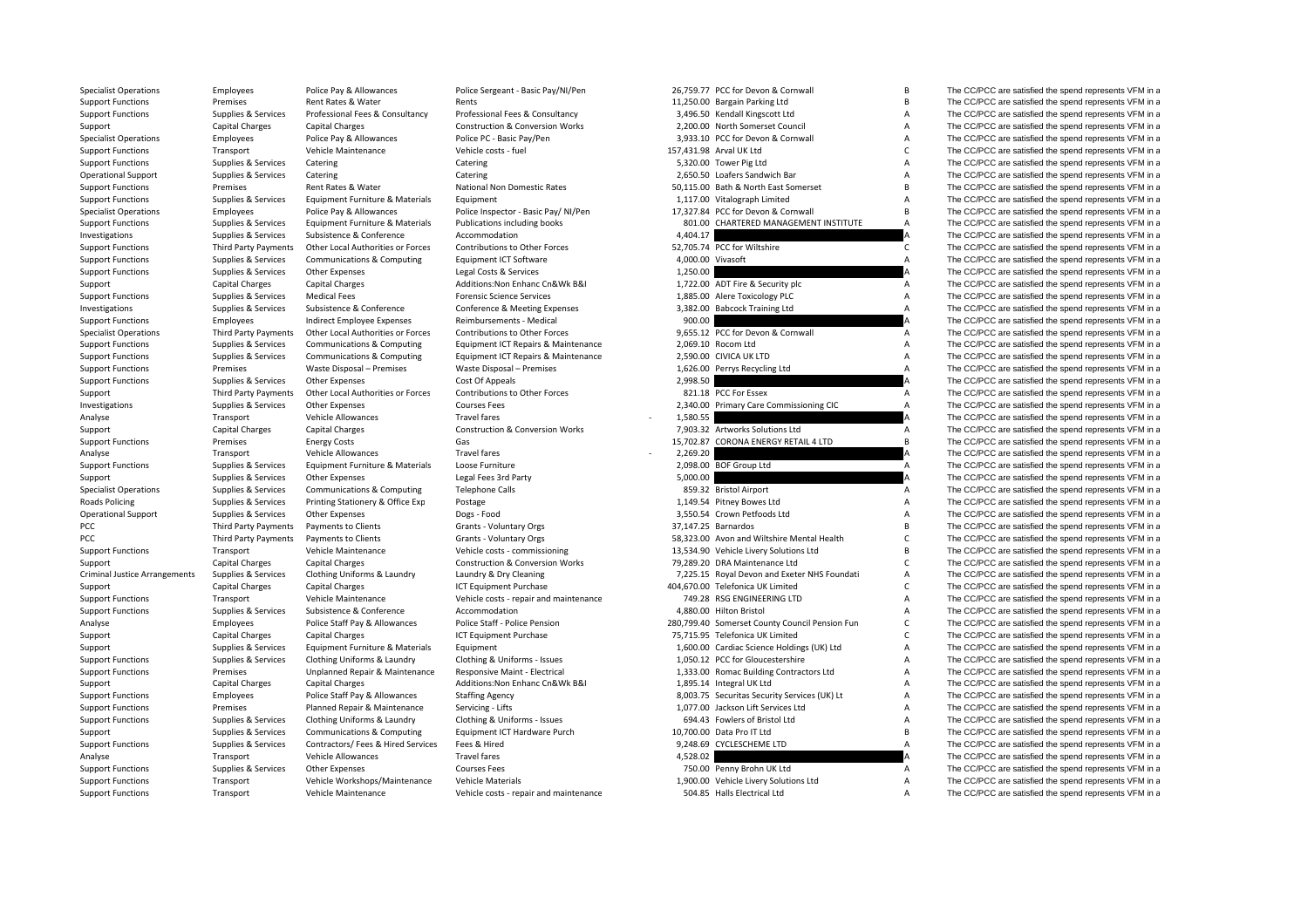| | | | | | | | |
|---|---|---|---|---|---|---|---|
| Specialist Operations | Employees | Police Pay & Allowances | Police Sergeant - Basic Pay/NI/Pen | 26,759.77 | PCC for Devon & Cornwall | B | The CC/PCC are satisfied the spend represents VFM in a |
| Support Functions | Premises | Rent Rates & Water | Rents | 11,250.00 | Bargain Parking Ltd | B | The CC/PCC are satisfied the spend represents VFM in a |
| Support Functions | Supplies & Services | Professional Fees & Consultancy | Professional Fees & Consultancy | 3,496.50 | Kendall Kingscott Ltd | A | The CC/PCC are satisfied the spend represents VFM in a |
| Support | Capital Charges | Capital Charges | Construction & Conversion Works | 2,200.00 | North Somerset Council | A | The CC/PCC are satisfied the spend represents VFM in a |
| Specialist Operations | Employees | Police Pay & Allowances | Police PC - Basic Pay/Pen | 3,933.10 | PCC for Devon & Cornwall | A | The CC/PCC are satisfied the spend represents VFM in a |
| Support Functions | Transport | Vehicle Maintenance | Vehicle costs - fuel | 157,431.98 | Arval UK Ltd | C | The CC/PCC are satisfied the spend represents VFM in a |
| Support Functions | Supplies & Services | Catering | Catering | 5,320.00 | Tower Pig Ltd | A | The CC/PCC are satisfied the spend represents VFM in a |
| Operational Support | Supplies & Services | Catering | Catering | 2,650.50 | Loafers Sandwich Bar | A | The CC/PCC are satisfied the spend represents VFM in a |
| Support Functions | Premises | Rent Rates & Water | National Non Domestic Rates | 50,115.00 | Bath & North East Somerset | B | The CC/PCC are satisfied the spend represents VFM in a |
| Support Functions | Supplies & Services | Equipment Furniture & Materials | Equipment | 1,117.00 | Vitalograph Limited | A | The CC/PCC are satisfied the spend represents VFM in a |
| Specialist Operations | Employees | Police Pay & Allowances | Police Inspector - Basic Pay/ NI/Pen | 17,327.84 | PCC for Devon & Cornwall | B | The CC/PCC are satisfied the spend represents VFM in a |
| Support Functions | Supplies & Services | Equipment Furniture & Materials | Publications including books | 801.00 | CHARTERED MANAGEMENT INSTITUTE | A | The CC/PCC are satisfied the spend represents VFM in a |
| Investigations | Supplies & Services | Subsistence & Conference | Accommodation | 4,404.17 | | A | The CC/PCC are satisfied the spend represents VFM in a |
| Support Functions | Third Party Payments | Other Local Authorities or Forces | Contributions to Other Forces | 52,705.74 | PCC for Wiltshire | C | The CC/PCC are satisfied the spend represents VFM in a |
| Support Functions | Supplies & Services | Communications & Computing | Equipment ICT Software | 4,000.00 | Vivasoft | A | The CC/PCC are satisfied the spend represents VFM in a |
| Support Functions | Supplies & Services | Other Expenses | Legal Costs & Services | 1,250.00 | | A | The CC/PCC are satisfied the spend represents VFM in a |
| Support | Capital Charges | Capital Charges | Additions:Non Enhanc Cn&Wk B&I | 1,722.00 | ADT Fire & Security plc | A | The CC/PCC are satisfied the spend represents VFM in a |
| Support Functions | Supplies & Services | Medical Fees | Forensic Science Services | 1,885.00 | Alere Toxicology PLC | A | The CC/PCC are satisfied the spend represents VFM in a |
| Investigations | Supplies & Services | Subsistence & Conference | Conference & Meeting Expenses | 3,382.00 | Babcock Training Ltd | A | The CC/PCC are satisfied the spend represents VFM in a |
| Support Functions | Employees | Indirect Employee Expenses | Reimbursements - Medical | 900.00 | | A | The CC/PCC are satisfied the spend represents VFM in a |
| Specialist Operations | Third Party Payments | Other Local Authorities or Forces | Contributions to Other Forces | 9,655.12 | PCC for Devon & Cornwall | A | The CC/PCC are satisfied the spend represents VFM in a |
| Support Functions | Supplies & Services | Communications & Computing | Equipment ICT Repairs & Maintenance | 2,069.10 | Rocom Ltd | A | The CC/PCC are satisfied the spend represents VFM in a |
| Support Functions | Supplies & Services | Communications & Computing | Equipment ICT Repairs & Maintenance | 2,590.00 | CIVICA UK LTD | A | The CC/PCC are satisfied the spend represents VFM in a |
| Support Functions | Premises | Waste Disposal – Premises | Waste Disposal – Premises | 1,626.00 | Perrys Recycling Ltd | A | The CC/PCC are satisfied the spend represents VFM in a |
| Support Functions | Supplies & Services | Other Expenses | Cost Of Appeals | 2,998.50 | | A | The CC/PCC are satisfied the spend represents VFM in a |
| Support | Third Party Payments | Other Local Authorities or Forces | Contributions to Other Forces | 821.18 | PCC For Essex | A | The CC/PCC are satisfied the spend represents VFM in a |
| Investigations | Supplies & Services | Other Expenses | Courses Fees | 2,340.00 | Primary Care Commissioning CIC | A | The CC/PCC are satisfied the spend represents VFM in a |
| Analyse | Transport | Vehicle Allowances | Travel fares | - 1,580.55 | | A | The CC/PCC are satisfied the spend represents VFM in a |
| Support | Capital Charges | Capital Charges | Construction & Conversion Works | 7,903.32 | Artworks Solutions Ltd | A | The CC/PCC are satisfied the spend represents VFM in a |
| Support Functions | Premises | Energy Costs | Gas | 15,702.87 | CORONA ENERGY RETAIL 4 LTD | B | The CC/PCC are satisfied the spend represents VFM in a |
| Analyse | Transport | Vehicle Allowances | Travel fares | - 2,269.20 | | A | The CC/PCC are satisfied the spend represents VFM in a |
| Support Functions | Supplies & Services | Equipment Furniture & Materials | Loose Furniture | 2,098.00 | BOF Group Ltd | A | The CC/PCC are satisfied the spend represents VFM in a |
| Support | Supplies & Services | Other Expenses | Legal Fees 3rd Party | 5,000.00 | | A | The CC/PCC are satisfied the spend represents VFM in a |
| Specialist Operations | Supplies & Services | Communications & Computing | Telephone Calls | 859.32 | Bristol Airport | A | The CC/PCC are satisfied the spend represents VFM in a |
| Roads Policing | Supplies & Services | Printing Stationery & Office Exp | Postage | 1,149.54 | Pitney Bowes Ltd | A | The CC/PCC are satisfied the spend represents VFM in a |
| Operational Support | Supplies & Services | Other Expenses | Dogs - Food | 3,550.54 | Crown Petfoods Ltd | A | The CC/PCC are satisfied the spend represents VFM in a |
| PCC | Third Party Payments | Payments to Clients | Grants - Voluntary Orgs | 37,147.25 | Barnardos | B | The CC/PCC are satisfied the spend represents VFM in a |
| PCC | Third Party Payments | Payments to Clients | Grants - Voluntary Orgs | 58,323.00 | Avon and Wiltshire Mental Health | C | The CC/PCC are satisfied the spend represents VFM in a |
| Support Functions | Transport | Vehicle Maintenance | Vehicle costs - commissioning | 13,534.90 | Vehicle Livery Solutions Ltd | B | The CC/PCC are satisfied the spend represents VFM in a |
| Support | Capital Charges | Capital Charges | Construction & Conversion Works | 79,289.20 | DRA Maintenance Ltd | C | The CC/PCC are satisfied the spend represents VFM in a |
| Criminal Justice Arrangements | Supplies & Services | Clothing Uniforms & Laundry | Laundry & Dry Cleaning | 7,225.15 | Royal Devon and Exeter NHS Foundati | A | The CC/PCC are satisfied the spend represents VFM in a |
| Support | Capital Charges | Capital Charges | ICT Equipment Purchase | 404,670.00 | Telefonica UK Limited | C | The CC/PCC are satisfied the spend represents VFM in a |
| Support Functions | Transport | Vehicle Maintenance | Vehicle costs - repair and maintenance | 749.28 | RSG ENGINEERING LTD | A | The CC/PCC are satisfied the spend represents VFM in a |
| Support Functions | Supplies & Services | Subsistence & Conference | Accommodation | 4,880.00 | Hilton Bristol | A | The CC/PCC are satisfied the spend represents VFM in a |
| Analyse | Employees | Police Staff Pay & Allowances | Police Staff - Police Pension | 280,799.40 | Somerset County Council Pension Fun | C | The CC/PCC are satisfied the spend represents VFM in a |
| Support | Capital Charges | Capital Charges | ICT Equipment Purchase | 75,715.95 | Telefonica UK Limited | C | The CC/PCC are satisfied the spend represents VFM in a |
| Support | Supplies & Services | Equipment Furniture & Materials | Equipment | 1,600.00 | Cardiac Science Holdings (UK) Ltd | A | The CC/PCC are satisfied the spend represents VFM in a |
| Support Functions | Supplies & Services | Clothing Uniforms & Laundry | Clothing & Uniforms - Issues | 1,050.12 | PCC for Gloucestershire | A | The CC/PCC are satisfied the spend represents VFM in a |
| Support Functions | Premises | Unplanned Repair & Maintenance | Responsive Maint - Electrical | 1,333.00 | Romac Building Contractors Ltd | A | The CC/PCC are satisfied the spend represents VFM in a |
| Support | Capital Charges | Capital Charges | Additions:Non Enhanc Cn&Wk B&I | 1,895.14 | Integral UK Ltd | A | The CC/PCC are satisfied the spend represents VFM in a |
| Support Functions | Employees | Police Staff Pay & Allowances | Staffing Agency | 8,003.75 | Securitas Security Services (UK) Lt | A | The CC/PCC are satisfied the spend represents VFM in a |
| Support Functions | Premises | Planned Repair & Maintenance | Servicing - Lifts | 1,077.00 | Jackson Lift Services Ltd | A | The CC/PCC are satisfied the spend represents VFM in a |
| Support Functions | Supplies & Services | Clothing Uniforms & Laundry | Clothing & Uniforms - Issues | 694.43 | Fowlers of Bristol Ltd | A | The CC/PCC are satisfied the spend represents VFM in a |
| Support | Supplies & Services | Communications & Computing | Equipment ICT Hardware Purch | 10,700.00 | Data Pro IT Ltd | B | The CC/PCC are satisfied the spend represents VFM in a |
| Support Functions | Supplies & Services | Contractors/ Fees & Hired Services | Fees & Hired | 9,248.69 | CYCLESCHEME LTD | A | The CC/PCC are satisfied the spend represents VFM in a |
| Analyse | Transport | Vehicle Allowances | Travel fares | 4,528.02 | | A | The CC/PCC are satisfied the spend represents VFM in a |
| Support Functions | Supplies & Services | Other Expenses | Courses Fees | 750.00 | Penny Brohn UK Ltd | A | The CC/PCC are satisfied the spend represents VFM in a |
| Support Functions | Transport | Vehicle Workshops/Maintenance | Vehicle Materials | 1,900.00 | Vehicle Livery Solutions Ltd | A | The CC/PCC are satisfied the spend represents VFM in a |
| Support Functions | Transport | Vehicle Maintenance | Vehicle costs - repair and maintenance | 504.85 | Halls Electrical Ltd | A | The CC/PCC are satisfied the spend represents VFM in a |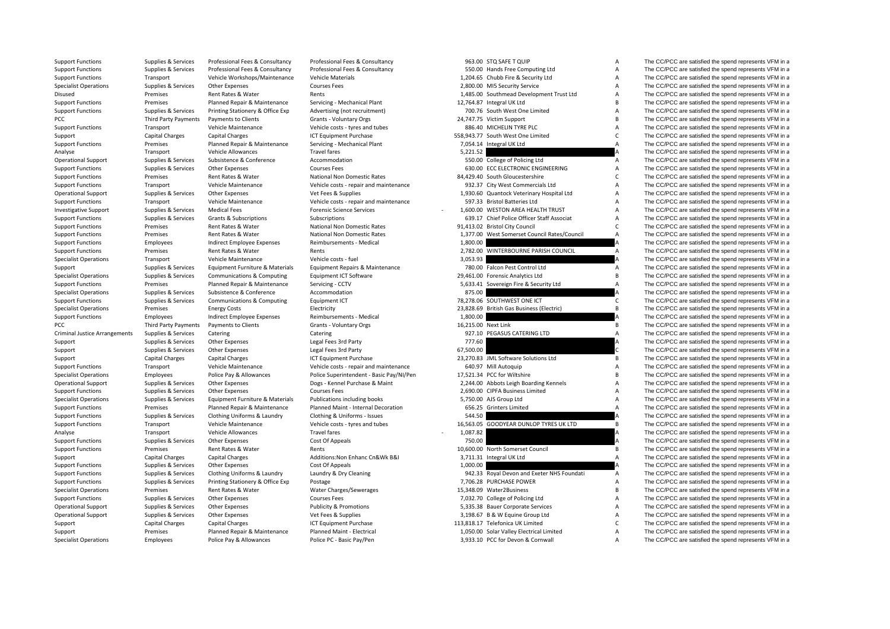| | | | | | | | |
|---|---|---|---|---|---|---|---|
| Support Functions | Supplies & Services | Professional Fees & Consultancy | Professional Fees & Consultancy | 963.00 | STQ SAFE T QUIP | A | The CC/PCC are satisfied the spend represents VFM in a |
| Support Functions | Supplies & Services | Professional Fees & Consultancy | Professional Fees & Consultancy | 550.00 | Hands Free Computing Ltd | A | The CC/PCC are satisfied the spend represents VFM in a |
| Support Functions | Transport | Vehicle Workshops/Maintenance | Vehicle Materials | 1,204.65 | Chubb Fire & Security Ltd | A | The CC/PCC are satisfied the spend represents VFM in a |
| Specialist Operations | Supplies & Services | Other Expenses | Courses Fees | 2,800.00 | MIS Security Service | A | The CC/PCC are satisfied the spend represents VFM in a |
| Disused | Premises | Rent Rates & Water | Rents | 1,485.00 | Southmead Development Trust Ltd | A | The CC/PCC are satisfied the spend represents VFM in a |
| Support Functions | Premises | Planned Repair & Maintenance | Servicing - Mechanical Plant | 12,764.87 | Integral UK Ltd | B | The CC/PCC are satisfied the spend represents VFM in a |
| Support Functions | Supplies & Services | Printing Stationery & Office Exp | Advertising (not recruitment) | 700.76 | South West One Limited | A | The CC/PCC are satisfied the spend represents VFM in a |
| PCC | Third Party Payments | Payments to Clients | Grants - Voluntary Orgs | 24,747.75 | Victim Support | B | The CC/PCC are satisfied the spend represents VFM in a |
| Support Functions | Transport | Vehicle Maintenance | Vehicle costs - tyres and tubes | 886.40 | MICHELIN TYRE PLC | A | The CC/PCC are satisfied the spend represents VFM in a |
| Support | Capital Charges | Capital Charges | ICT Equipment Purchase | 558,943.77 | South West One Limited | C | The CC/PCC are satisfied the spend represents VFM in a |
| Support Functions | Premises | Planned Repair & Maintenance | Servicing - Mechanical Plant | 7,054.14 | Integral UK Ltd | A | The CC/PCC are satisfied the spend represents VFM in a |
| Analyse | Transport | Vehicle Allowances | Travel fares | 5,221.52 | | A | The CC/PCC are satisfied the spend represents VFM in a |
| Operational Support | Supplies & Services | Subsistence & Conference | Accommodation | 550.00 | College of Policing Ltd | A | The CC/PCC are satisfied the spend represents VFM in a |
| Support Functions | Supplies & Services | Other Expenses | Courses Fees | 630.00 | ECC ELECTRONIC ENGINEERING | A | The CC/PCC are satisfied the spend represents VFM in a |
| Support Functions | Premises | Rent Rates & Water | National Non Domestic Rates | 84,429.40 | South Gloucestershire | C | The CC/PCC are satisfied the spend represents VFM in a |
| Support Functions | Transport | Vehicle Maintenance | Vehicle costs - repair and maintenance | 932.37 | City West Commercials Ltd | A | The CC/PCC are satisfied the spend represents VFM in a |
| Operational Support | Supplies & Services | Other Expenses | Vet Fees & Supplies | 1,930.60 | Quantock Veterinary Hospital Ltd | A | The CC/PCC are satisfied the spend represents VFM in a |
| Support Functions | Transport | Vehicle Maintenance | Vehicle costs - repair and maintenance | 597.33 | Bristol Batteries Ltd | A | The CC/PCC are satisfied the spend represents VFM in a |
| Investigative Support | Supplies & Services | Medical Fees | Forensic Science Services | - 1,600.00 | WESTON AREA HEALTH TRUST | A | The CC/PCC are satisfied the spend represents VFM in a |
| Support Functions | Supplies & Services | Grants & Subscriptions | Subscriptions | 639.17 | Chief Police Officer Staff Associat | A | The CC/PCC are satisfied the spend represents VFM in a |
| Support Functions | Premises | Rent Rates & Water | National Non Domestic Rates | 91,413.02 | Bristol City Council | C | The CC/PCC are satisfied the spend represents VFM in a |
| Support Functions | Premises | Rent Rates & Water | National Non Domestic Rates | 1,377.00 | West Somerset Council Rates/Council | A | The CC/PCC are satisfied the spend represents VFM in a |
| Support Functions | Employees | Indirect Employee Expenses | Reimbursements - Medical | 1,800.00 | | A | The CC/PCC are satisfied the spend represents VFM in a |
| Support Functions | Premises | Rent Rates & Water | Rents | 2,782.00 | WINTERBOURNE PARISH COUNCIL | A | The CC/PCC are satisfied the spend represents VFM in a |
| Specialist Operations | Transport | Vehicle Maintenance | Vehicle costs - fuel | 3,053.93 | | A | The CC/PCC are satisfied the spend represents VFM in a |
| Support | Supplies & Services | Equipment Furniture & Materials | Equipment Repairs & Maintenance | 780.00 | Falcon Pest Control Ltd | A | The CC/PCC are satisfied the spend represents VFM in a |
| Specialist Operations | Supplies & Services | Communications & Computing | Equipment ICT Software | 29,461.00 | Forensic Analytics Ltd | B | The CC/PCC are satisfied the spend represents VFM in a |
| Support Functions | Premises | Planned Repair & Maintenance | Servicing - CCTV | 5,633.41 | Sovereign Fire & Security Ltd | A | The CC/PCC are satisfied the spend represents VFM in a |
| Specialist Operations | Supplies & Services | Subsistence & Conference | Accommodation | 875.00 | | A | The CC/PCC are satisfied the spend represents VFM in a |
| Support Functions | Supplies & Services | Communications & Computing | Equipment ICT | 78,278.06 | SOUTHWEST ONE ICT | C | The CC/PCC are satisfied the spend represents VFM in a |
| Specialist Operations | Premises | Energy Costs | Electricity | 23,828.69 | British Gas Business (Electric) | B | The CC/PCC are satisfied the spend represents VFM in a |
| Support Functions | Employees | Indirect Employee Expenses | Reimbursements - Medical | 1,800.00 | | A | The CC/PCC are satisfied the spend represents VFM in a |
| PCC | Third Party Payments | Payments to Clients | Grants - Voluntary Orgs | 16,215.00 | Next Link | B | The CC/PCC are satisfied the spend represents VFM in a |
| Criminal Justice Arrangements | Supplies & Services | Catering | Catering | 927.10 | PEGASUS CATERING LTD | A | The CC/PCC are satisfied the spend represents VFM in a |
| Support | Supplies & Services | Other Expenses | Legal Fees 3rd Party | 777.60 | | A | The CC/PCC are satisfied the spend represents VFM in a |
| Support | Supplies & Services | Other Expenses | Legal Fees 3rd Party | 67,500.00 | | C | The CC/PCC are satisfied the spend represents VFM in a |
| Support | Capital Charges | Capital Charges | ICT Equipment Purchase | 23,270.83 | JML Software Solutions Ltd | B | The CC/PCC are satisfied the spend represents VFM in a |
| Support Functions | Transport | Vehicle Maintenance | Vehicle costs - repair and maintenance | 640.97 | Mill Autoquip | A | The CC/PCC are satisfied the spend represents VFM in a |
| Specialist Operations | Employees | Police Pay & Allowances | Police Superintendent - Basic Pay/NI/Pen | 17,521.34 | PCC for Wiltshire | B | The CC/PCC are satisfied the spend represents VFM in a |
| Operational Support | Supplies & Services | Other Expenses | Dogs - Kennel Purchase & Maint | 2,244.00 | Abbots Leigh Boarding Kennels | A | The CC/PCC are satisfied the spend represents VFM in a |
| Support Functions | Supplies & Services | Other Expenses | Courses Fees | 2,690.00 | CIPFA Business Limited | A | The CC/PCC are satisfied the spend represents VFM in a |
| Specialist Operations | Supplies & Services | Equipment Furniture & Materials | Publications including books | 5,750.00 | AJS Group Ltd | A | The CC/PCC are satisfied the spend represents VFM in a |
| Support Functions | Premises | Planned Repair & Maintenance | Planned Maint - Internal Decoration | 656.25 | Grinters Limited | A | The CC/PCC are satisfied the spend represents VFM in a |
| Support Functions | Supplies & Services | Clothing Uniforms & Laundry | Clothing & Uniforms - Issues | 544.50 | | A | The CC/PCC are satisfied the spend represents VFM in a |
| Support Functions | Transport | Vehicle Maintenance | Vehicle costs - tyres and tubes | 16,563.05 | GOODYEAR DUNLOP TYRES UK LTD | B | The CC/PCC are satisfied the spend represents VFM in a |
| Analyse | Transport | Vehicle Allowances | Travel fares | - 1,087.82 | | A | The CC/PCC are satisfied the spend represents VFM in a |
| Support Functions | Supplies & Services | Other Expenses | Cost Of Appeals | 750.00 | | A | The CC/PCC are satisfied the spend represents VFM in a |
| Support Functions | Premises | Rent Rates & Water | Rents | 10,600.00 | North Somerset Council | B | The CC/PCC are satisfied the spend represents VFM in a |
| Support | Capital Charges | Capital Charges | Additions:Non Enhanc Cn&Wk B&I | 3,711.31 | Integral UK Ltd | A | The CC/PCC are satisfied the spend represents VFM in a |
| Support Functions | Supplies & Services | Other Expenses | Cost Of Appeals | 1,000.00 | | A | The CC/PCC are satisfied the spend represents VFM in a |
| Support Functions | Supplies & Services | Clothing Uniforms & Laundry | Laundry & Dry Cleaning | 942.33 | Royal Devon and Exeter NHS Foundati | A | The CC/PCC are satisfied the spend represents VFM in a |
| Support Functions | Supplies & Services | Printing Stationery & Office Exp | Postage | 7,706.28 | PURCHASE POWER | A | The CC/PCC are satisfied the spend represents VFM in a |
| Specialist Operations | Premises | Rent Rates & Water | Water Charges/Sewerages | 15,348.09 | Water2Business | B | The CC/PCC are satisfied the spend represents VFM in a |
| Support Functions | Supplies & Services | Other Expenses | Courses Fees | 7,032.70 | College of Policing Ltd | A | The CC/PCC are satisfied the spend represents VFM in a |
| Operational Support | Supplies & Services | Other Expenses | Publicity & Promotions | 5,335.38 | Bauer Corporate Services | A | The CC/PCC are satisfied the spend represents VFM in a |
| Operational Support | Supplies & Services | Other Expenses | Vet Fees & Supplies | 3,198.67 | B & W Equine Group Ltd | A | The CC/PCC are satisfied the spend represents VFM in a |
| Support | Capital Charges | Capital Charges | ICT Equipment Purchase | 113,818.17 | Telefonica UK Limited | C | The CC/PCC are satisfied the spend represents VFM in a |
| Support | Premises | Planned Repair & Maintenance | Planned Maint - Electrical | 1,050.00 | Solar Valley Electrical Limited | A | The CC/PCC are satisfied the spend represents VFM in a |
| Specialist Operations | Employees | Police Pay & Allowances | Police PC - Basic Pay/Pen | 3,933.10 | PCC for Devon & Cornwall | A | The CC/PCC are satisfied the spend represents VFM in a |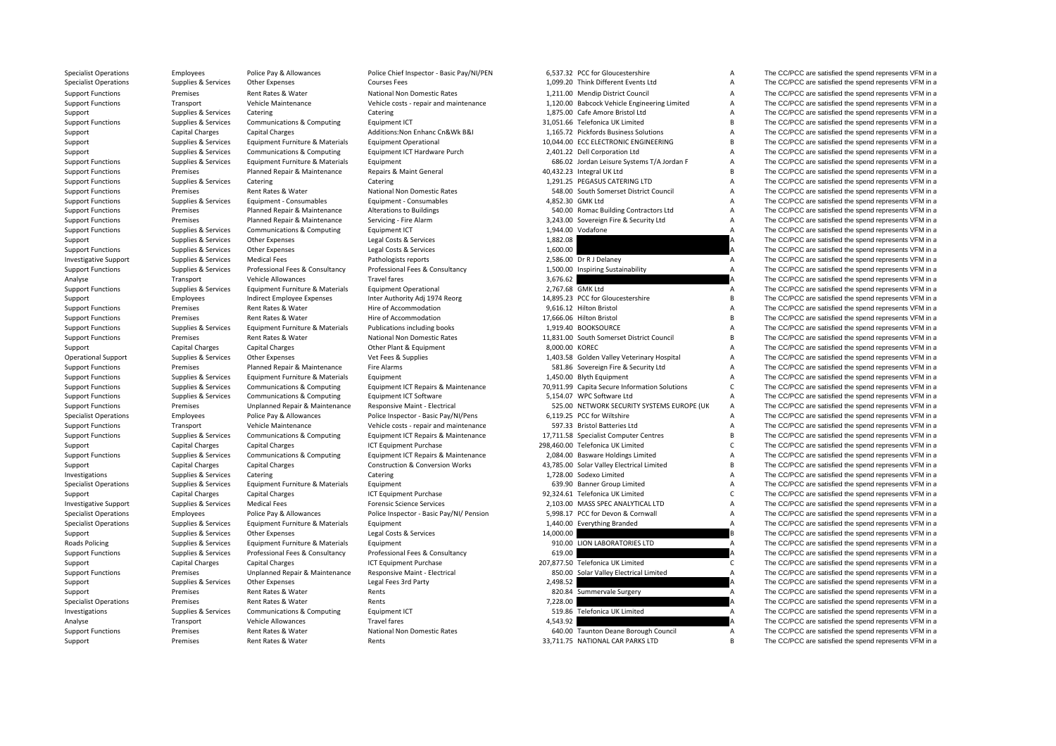| | | | | | | | |
|---|---|---|---|---|---|---|---|
| Specialist Operations | Employees | Police Pay & Allowances | Police Chief Inspector - Basic Pay/NI/PEN | 6,537.32 | PCC for Gloucestershire | A | The CC/PCC are satisfied the spend represents VFM in a |
| Specialist Operations | Supplies & Services | Other Expenses | Courses Fees | 1,099.20 | Think Different Events Ltd | A | The CC/PCC are satisfied the spend represents VFM in a |
| Support Functions | Premises | Rent Rates & Water | National Non Domestic Rates | 1,211.00 | Mendip District Council | A | The CC/PCC are satisfied the spend represents VFM in a |
| Support Functions | Transport | Vehicle Maintenance | Vehicle costs - repair and maintenance | 1,120.00 | Babcock Vehicle Engineering Limited | A | The CC/PCC are satisfied the spend represents VFM in a |
| Support | Supplies & Services | Catering | Catering | 1,875.00 | Cafe Amore Bristol Ltd | A | The CC/PCC are satisfied the spend represents VFM in a |
| Support Functions | Supplies & Services | Communications & Computing | Equipment ICT | 31,051.66 | Telefonica UK Limited | B | The CC/PCC are satisfied the spend represents VFM in a |
| Support | Capital Charges | Capital Charges | Additions:Non Enhanc Cn&Wk B&I | 1,165.72 | Pickfords Business Solutions | A | The CC/PCC are satisfied the spend represents VFM in a |
| Support | Supplies & Services | Equipment Furniture & Materials | Equipment Operational | 10,044.00 | ECC ELECTRONIC ENGINEERING | B | The CC/PCC are satisfied the spend represents VFM in a |
| Support | Supplies & Services | Communications & Computing | Equipment ICT Hardware Purch | 2,401.22 | Dell Corporation Ltd | A | The CC/PCC are satisfied the spend represents VFM in a |
| Support Functions | Supplies & Services | Equipment Furniture & Materials | Equipment | 686.02 | Jordan Leisure Systems T/A Jordan F | A | The CC/PCC are satisfied the spend represents VFM in a |
| Support Functions | Premises | Planned Repair & Maintenance | Repairs & Maint General | 40,432.23 | Integral UK Ltd | B | The CC/PCC are satisfied the spend represents VFM in a |
| Support Functions | Supplies & Services | Catering | Catering | 1,291.25 | PEGASUS CATERING LTD | A | The CC/PCC are satisfied the spend represents VFM in a |
| Support Functions | Premises | Rent Rates & Water | National Non Domestic Rates | 548.00 | South Somerset District Council | A | The CC/PCC are satisfied the spend represents VFM in a |
| Support Functions | Supplies & Services | Equipment - Consumables | Equipment - Consumables | 4,852.30 | GMK Ltd | A | The CC/PCC are satisfied the spend represents VFM in a |
| Support Functions | Premises | Planned Repair & Maintenance | Alterations to Buildings | 540.00 | Romac Building Contractors Ltd | A | The CC/PCC are satisfied the spend represents VFM in a |
| Support Functions | Premises | Planned Repair & Maintenance | Servicing - Fire Alarm | 3,243.00 | Sovereign Fire & Security Ltd | A | The CC/PCC are satisfied the spend represents VFM in a |
| Support Functions | Supplies & Services | Communications & Computing | Equipment ICT | 1,944.00 | Vodafone | A | The CC/PCC are satisfied the spend represents VFM in a |
| Support | Supplies & Services | Other Expenses | Legal Costs & Services | 1,882.08 | | A | The CC/PCC are satisfied the spend represents VFM in a |
| Support Functions | Supplies & Services | Other Expenses | Legal Costs & Services | 1,600.00 | | A | The CC/PCC are satisfied the spend represents VFM in a |
| Investigative Support | Supplies & Services | Medical Fees | Pathologists reports | 2,586.00 | Dr R J Delaney | A | The CC/PCC are satisfied the spend represents VFM in a |
| Support Functions | Supplies & Services | Professional Fees & Consultancy | Professional Fees & Consultancy | 1,500.00 | Inspiring Sustainability | A | The CC/PCC are satisfied the spend represents VFM in a |
| Analyse | Transport | Vehicle Allowances | Travel fares | 3,676.62 | | A | The CC/PCC are satisfied the spend represents VFM in a |
| Support Functions | Supplies & Services | Equipment Furniture & Materials | Equipment Operational | 2,767.68 | GMK Ltd | A | The CC/PCC are satisfied the spend represents VFM in a |
| Support | Employees | Indirect Employee Expenses | Inter Authority Adj 1974 Reorg | 14,895.23 | PCC for Gloucestershire | B | The CC/PCC are satisfied the spend represents VFM in a |
| Support Functions | Premises | Rent Rates & Water | Hire of Accommodation | 9,616.12 | Hilton Bristol | A | The CC/PCC are satisfied the spend represents VFM in a |
| Support Functions | Premises | Rent Rates & Water | Hire of Accommodation | 17,666.06 | Hilton Bristol | B | The CC/PCC are satisfied the spend represents VFM in a |
| Support Functions | Supplies & Services | Equipment Furniture & Materials | Publications including books | 1,919.40 | BOOKSOURCE | A | The CC/PCC are satisfied the spend represents VFM in a |
| Support Functions | Premises | Rent Rates & Water | National Non Domestic Rates | 11,831.00 | South Somerset District Council | B | The CC/PCC are satisfied the spend represents VFM in a |
| Support | Capital Charges | Capital Charges | Other Plant & Equipment | 8,000.00 | KOREC | A | The CC/PCC are satisfied the spend represents VFM in a |
| Operational Support | Supplies & Services | Other Expenses | Vet Fees & Supplies | 1,403.58 | Golden Valley Veterinary Hospital | A | The CC/PCC are satisfied the spend represents VFM in a |
| Support Functions | Premises | Planned Repair & Maintenance | Fire Alarms | 581.86 | Sovereign Fire & Security Ltd | A | The CC/PCC are satisfied the spend represents VFM in a |
| Support Functions | Supplies & Services | Equipment Furniture & Materials | Equipment | 1,450.00 | Blyth Equipment | A | The CC/PCC are satisfied the spend represents VFM in a |
| Support Functions | Supplies & Services | Communications & Computing | Equipment ICT Repairs & Maintenance | 70,911.99 | Capita Secure Information Solutions | C | The CC/PCC are satisfied the spend represents VFM in a |
| Support Functions | Supplies & Services | Communications & Computing | Equipment ICT Software | 5,154.07 | WPC Software Ltd | A | The CC/PCC are satisfied the spend represents VFM in a |
| Support Functions | Premises | Unplanned Repair & Maintenance | Responsive Maint - Electrical | 525.00 | NETWORK SECURITY SYSTEMS EUROPE (UK | A | The CC/PCC are satisfied the spend represents VFM in a |
| Specialist Operations | Employees | Police Pay & Allowances | Police Inspector - Basic Pay/NI/Pens | 6,119.25 | PCC for Wiltshire | A | The CC/PCC are satisfied the spend represents VFM in a |
| Support Functions | Transport | Vehicle Maintenance | Vehicle costs - repair and maintenance | 597.33 | Bristol Batteries Ltd | A | The CC/PCC are satisfied the spend represents VFM in a |
| Support Functions | Supplies & Services | Communications & Computing | Equipment ICT Repairs & Maintenance | 17,711.58 | Specialist Computer Centres | B | The CC/PCC are satisfied the spend represents VFM in a |
| Support | Capital Charges | Capital Charges | ICT Equipment Purchase | 298,460.00 | Telefonica UK Limited | C | The CC/PCC are satisfied the spend represents VFM in a |
| Support Functions | Supplies & Services | Communications & Computing | Equipment ICT Repairs & Maintenance | 2,084.00 | Basware Holdings Limited | A | The CC/PCC are satisfied the spend represents VFM in a |
| Support | Capital Charges | Capital Charges | Construction & Conversion Works | 43,785.00 | Solar Valley Electrical Limited | B | The CC/PCC are satisfied the spend represents VFM in a |
| Investigations | Supplies & Services | Catering | Catering | 1,728.00 | Sodexo Limited | A | The CC/PCC are satisfied the spend represents VFM in a |
| Specialist Operations | Supplies & Services | Equipment Furniture & Materials | Equipment | 639.90 | Banner Group Limited | A | The CC/PCC are satisfied the spend represents VFM in a |
| Support | Capital Charges | Capital Charges | ICT Equipment Purchase | 92,324.61 | Telefonica UK Limited | C | The CC/PCC are satisfied the spend represents VFM in a |
| Investigative Support | Supplies & Services | Medical Fees | Forensic Science Services | 2,103.00 | MASS SPEC ANALYTICAL LTD | A | The CC/PCC are satisfied the spend represents VFM in a |
| Specialist Operations | Employees | Police Pay & Allowances | Police Inspector - Basic Pay/NI/ Pension | 5,998.17 | PCC for Devon & Cornwall | A | The CC/PCC are satisfied the spend represents VFM in a |
| Specialist Operations | Supplies & Services | Equipment Furniture & Materials | Equipment | 1,440.00 | Everything Branded | A | The CC/PCC are satisfied the spend represents VFM in a |
| Support | Supplies & Services | Other Expenses | Legal Costs & Services | 14,000.00 | | B | The CC/PCC are satisfied the spend represents VFM in a |
| Roads Policing | Supplies & Services | Equipment Furniture & Materials | Equipment | 910.00 | LION LABORATORIES LTD | A | The CC/PCC are satisfied the spend represents VFM in a |
| Support Functions | Supplies & Services | Professional Fees & Consultancy | Professional Fees & Consultancy | 619.00 | | A | The CC/PCC are satisfied the spend represents VFM in a |
| Support | Capital Charges | Capital Charges | ICT Equipment Purchase | 207,877.50 | Telefonica UK Limited | C | The CC/PCC are satisfied the spend represents VFM in a |
| Support Functions | Premises | Unplanned Repair & Maintenance | Responsive Maint - Electrical | 850.00 | Solar Valley Electrical Limited | A | The CC/PCC are satisfied the spend represents VFM in a |
| Support | Supplies & Services | Other Expenses | Legal Fees 3rd Party | 2,498.52 | | A | The CC/PCC are satisfied the spend represents VFM in a |
| Support | Premises | Rent Rates & Water | Rents | 820.84 | Summervale Surgery | A | The CC/PCC are satisfied the spend represents VFM in a |
| Specialist Operations | Premises | Rent Rates & Water | Rents | 7,228.00 | | A | The CC/PCC are satisfied the spend represents VFM in a |
| Investigations | Supplies & Services | Communications & Computing | Equipment ICT | 519.86 | Telefonica UK Limited | A | The CC/PCC are satisfied the spend represents VFM in a |
| Analyse | Transport | Vehicle Allowances | Travel fares | 4,543.92 | | A | The CC/PCC are satisfied the spend represents VFM in a |
| Support Functions | Premises | Rent Rates & Water | National Non Domestic Rates | 640.00 | Taunton Deane Borough Council | A | The CC/PCC are satisfied the spend represents VFM in a |
| Support | Premises | Rent Rates & Water | Rents | 33,711.75 | NATIONAL CAR PARKS LTD | B | The CC/PCC are satisfied the spend represents VFM in a |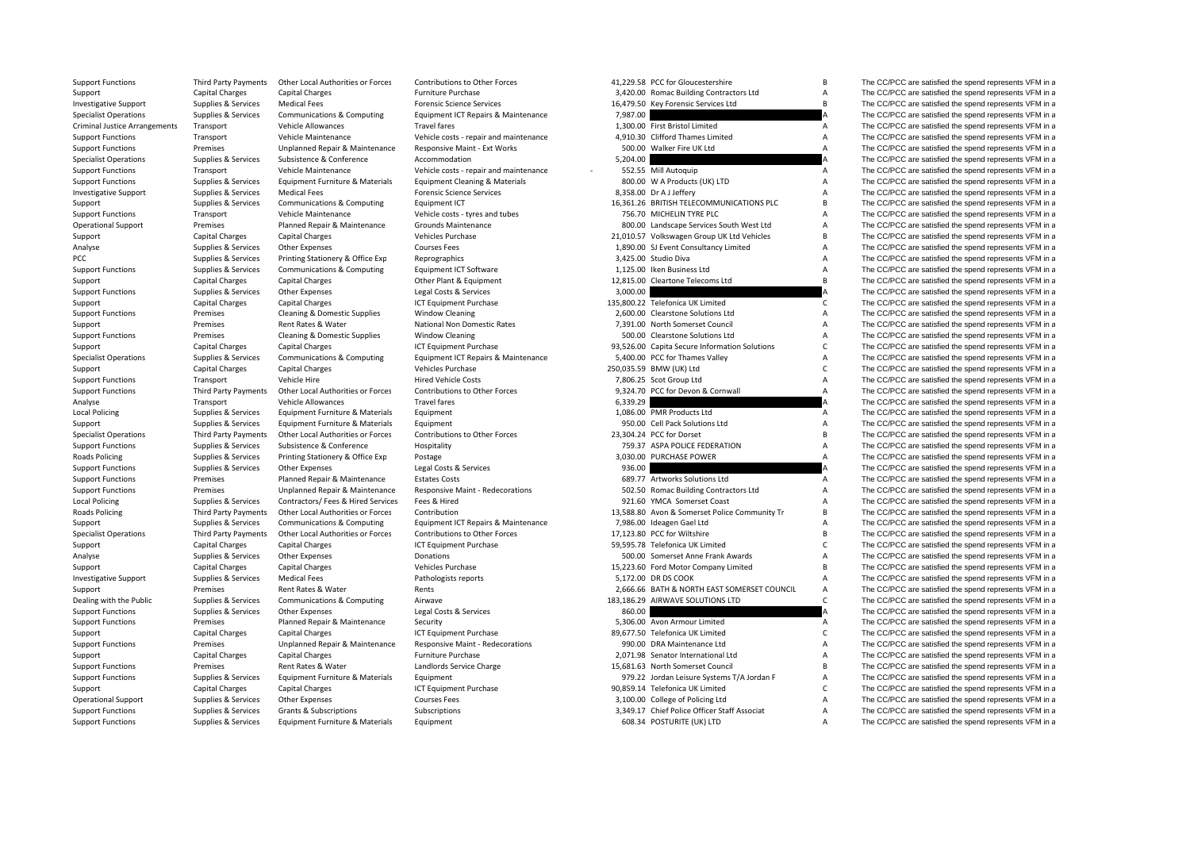| | | | | | | | |
|---|---|---|---|---|---|---|---|
| Support Functions | Third Party Payments | Other Local Authorities or Forces | Contributions to Other Forces | 41,229.58 | PCC for Gloucestershire | B | The CC/PCC are satisfied the spend represents VFM in a |
| Support | Capital Charges | Capital Charges | Furniture Purchase | 3,420.00 | Romac Building Contractors Ltd | A | The CC/PCC are satisfied the spend represents VFM in a |
| Investigative Support | Supplies & Services | Medical Fees | Forensic Science Services | 16,479.50 | Key Forensic Services Ltd | B | The CC/PCC are satisfied the spend represents VFM in a |
| Specialist Operations | Supplies & Services | Communications & Computing | Equipment ICT Repairs & Maintenance | 7,987.00 | | A | The CC/PCC are satisfied the spend represents VFM in a |
| Criminal Justice Arrangements | Transport | Vehicle Allowances | Travel fares | 1,300.00 | First Bristol Limited | A | The CC/PCC are satisfied the spend represents VFM in a |
| Support Functions | Transport | Vehicle Maintenance | Vehicle costs - repair and maintenance | 4,910.30 | Clifford Thames Limited | A | The CC/PCC are satisfied the spend represents VFM in a |
| Support Functions | Premises | Unplanned Repair & Maintenance | Responsive Maint - Ext Works | 500.00 | Walker Fire UK Ltd | A | The CC/PCC are satisfied the spend represents VFM in a |
| Specialist Operations | Supplies & Services | Subsistence & Conference | Accommodation | 5,204.00 | | A | The CC/PCC are satisfied the spend represents VFM in a |
| Support Functions | Transport | Vehicle Maintenance | Vehicle costs - repair and maintenance | - 552.55 | Mill Autoquip | A | The CC/PCC are satisfied the spend represents VFM in a |
| Support Functions | Supplies & Services | Equipment Furniture & Materials | Equipment Cleaning & Materials | 800.00 | W A Products (UK) LTD | A | The CC/PCC are satisfied the spend represents VFM in a |
| Investigative Support | Supplies & Services | Medical Fees | Forensic Science Services | 8,358.00 | Dr A J Jeffery | A | The CC/PCC are satisfied the spend represents VFM in a |
| Support | Supplies & Services | Communications & Computing | Equipment ICT | 16,361.26 | BRITISH TELECOMMUNICATIONS PLC | B | The CC/PCC are satisfied the spend represents VFM in a |
| Support Functions | Transport | Vehicle Maintenance | Vehicle costs - tyres and tubes | 756.70 | MICHELIN TYRE PLC | A | The CC/PCC are satisfied the spend represents VFM in a |
| Operational Support | Premises | Planned Repair & Maintenance | Grounds Maintenance | 800.00 | Landscape Services South West Ltd | A | The CC/PCC are satisfied the spend represents VFM in a |
| Support | Capital Charges | Capital Charges | Vehicles Purchase | 21,010.57 | Volkswagen Group UK Ltd Vehicles | B | The CC/PCC are satisfied the spend represents VFM in a |
| Analyse | Supplies & Services | Other Expenses | Courses Fees | 1,890.00 | SJ Event Consultancy Limited | A | The CC/PCC are satisfied the spend represents VFM in a |
| PCC | Supplies & Services | Printing Stationery & Office Exp | Reprographics | 3,425.00 | Studio Diva | A | The CC/PCC are satisfied the spend represents VFM in a |
| Support Functions | Supplies & Services | Communications & Computing | Equipment ICT Software | 1,125.00 | Iken Business Ltd | A | The CC/PCC are satisfied the spend represents VFM in a |
| Support | Capital Charges | Capital Charges | Other Plant & Equipment | 12,815.00 | Cleartone Telecoms Ltd | B | The CC/PCC are satisfied the spend represents VFM in a |
| Support Functions | Supplies & Services | Other Expenses | Legal Costs & Services | 3,000.00 | | A | The CC/PCC are satisfied the spend represents VFM in a |
| Support | Capital Charges | Capital Charges | ICT Equipment Purchase | 135,800.22 | Telefonica UK Limited | C | The CC/PCC are satisfied the spend represents VFM in a |
| Support Functions | Premises | Cleaning & Domestic Supplies | Window Cleaning | 2,600.00 | Clearstone Solutions Ltd | A | The CC/PCC are satisfied the spend represents VFM in a |
| Support | Premises | Rent Rates & Water | National Non Domestic Rates | 7,391.00 | North Somerset Council | A | The CC/PCC are satisfied the spend represents VFM in a |
| Support Functions | Premises | Cleaning & Domestic Supplies | Window Cleaning | 500.00 | Clearstone Solutions Ltd | A | The CC/PCC are satisfied the spend represents VFM in a |
| Support | Capital Charges | Capital Charges | ICT Equipment Purchase | 93,526.00 | Capita Secure Information Solutions | C | The CC/PCC are satisfied the spend represents VFM in a |
| Specialist Operations | Supplies & Services | Communications & Computing | Equipment ICT Repairs & Maintenance | 5,400.00 | PCC for Thames Valley | A | The CC/PCC are satisfied the spend represents VFM in a |
| Support | Capital Charges | Capital Charges | Vehicles Purchase | 250,035.59 | BMW (UK) Ltd | C | The CC/PCC are satisfied the spend represents VFM in a |
| Support Functions | Transport | Vehicle Hire | Hired Vehicle Costs | 7,806.25 | Scot Group Ltd | A | The CC/PCC are satisfied the spend represents VFM in a |
| Support Functions | Third Party Payments | Other Local Authorities or Forces | Contributions to Other Forces | 9,324.70 | PCC for Devon & Cornwall | A | The CC/PCC are satisfied the spend represents VFM in a |
| Analyse | Transport | Vehicle Allowances | Travel fares | 6,339.29 | | A | The CC/PCC are satisfied the spend represents VFM in a |
| Local Policing | Supplies & Services | Equipment Furniture & Materials | Equipment | 1,086.00 | PMR Products Ltd | A | The CC/PCC are satisfied the spend represents VFM in a |
| Support | Supplies & Services | Equipment Furniture & Materials | Equipment | 950.00 | Cell Pack Solutions Ltd | A | The CC/PCC are satisfied the spend represents VFM in a |
| Specialist Operations | Third Party Payments | Other Local Authorities or Forces | Contributions to Other Forces | 23,304.24 | PCC for Dorset | B | The CC/PCC are satisfied the spend represents VFM in a |
| Support Functions | Supplies & Services | Subsistence & Conference | Hospitality | 759.37 | ASPA POLICE FEDERATION | A | The CC/PCC are satisfied the spend represents VFM in a |
| Roads Policing | Supplies & Services | Printing Stationery & Office Exp | Postage | 3,030.00 | PURCHASE POWER | A | The CC/PCC are satisfied the spend represents VFM in a |
| Support Functions | Supplies & Services | Other Expenses | Legal Costs & Services | 936.00 | | A | The CC/PCC are satisfied the spend represents VFM in a |
| Support Functions | Premises | Planned Repair & Maintenance | Estates Costs | 689.77 | Artworks Solutions Ltd | A | The CC/PCC are satisfied the spend represents VFM in a |
| Support Functions | Premises | Unplanned Repair & Maintenance | Responsive Maint - Redecorations | 502.50 | Romac Building Contractors Ltd | A | The CC/PCC are satisfied the spend represents VFM in a |
| Local Policing | Supplies & Services | Contractors/ Fees & Hired Services | Fees & Hired | 921.60 | YMCA Somerset Coast | A | The CC/PCC are satisfied the spend represents VFM in a |
| Roads Policing | Third Party Payments | Other Local Authorities or Forces | Contribution | 13,588.80 | Avon & Somerset Police Community Tr | B | The CC/PCC are satisfied the spend represents VFM in a |
| Support | Supplies & Services | Communications & Computing | Equipment ICT Repairs & Maintenance | 7,986.00 | Ideagen Gael Ltd | A | The CC/PCC are satisfied the spend represents VFM in a |
| Specialist Operations | Third Party Payments | Other Local Authorities or Forces | Contributions to Other Forces | 17,123.80 | PCC for Wiltshire | B | The CC/PCC are satisfied the spend represents VFM in a |
| Support | Capital Charges | Capital Charges | ICT Equipment Purchase | 59,595.78 | Telefonica UK Limited | C | The CC/PCC are satisfied the spend represents VFM in a |
| Analyse | Supplies & Services | Other Expenses | Donations | 500.00 | Somerset Anne Frank Awards | A | The CC/PCC are satisfied the spend represents VFM in a |
| Support | Capital Charges | Capital Charges | Vehicles Purchase | 15,223.60 | Ford Motor Company Limited | B | The CC/PCC are satisfied the spend represents VFM in a |
| Investigative Support | Supplies & Services | Medical Fees | Pathologists reports | 5,172.00 | DR DS COOK | A | The CC/PCC are satisfied the spend represents VFM in a |
| Support | Premises | Rent Rates & Water | Rents | 2,666.66 | BATH & NORTH EAST SOMERSET COUNCIL | A | The CC/PCC are satisfied the spend represents VFM in a |
| Dealing with the Public | Supplies & Services | Communications & Computing | Airwave | 183,186.29 | AIRWAVE SOLUTIONS LTD | C | The CC/PCC are satisfied the spend represents VFM in a |
| Support Functions | Supplies & Services | Other Expenses | Legal Costs & Services | 860.00 | | A | The CC/PCC are satisfied the spend represents VFM in a |
| Support Functions | Premises | Planned Repair & Maintenance | Security | 5,306.00 | Avon Armour Limited | A | The CC/PCC are satisfied the spend represents VFM in a |
| Support | Capital Charges | Capital Charges | ICT Equipment Purchase | 89,677.50 | Telefonica UK Limited | C | The CC/PCC are satisfied the spend represents VFM in a |
| Support Functions | Premises | Unplanned Repair & Maintenance | Responsive Maint - Redecorations | 990.00 | DRA Maintenance Ltd | A | The CC/PCC are satisfied the spend represents VFM in a |
| Support | Capital Charges | Capital Charges | Furniture Purchase | 2,071.98 | Senator International Ltd | A | The CC/PCC are satisfied the spend represents VFM in a |
| Support Functions | Premises | Rent Rates & Water | Landlords Service Charge | 15,681.63 | North Somerset Council | B | The CC/PCC are satisfied the spend represents VFM in a |
| Support Functions | Supplies & Services | Equipment Furniture & Materials | Equipment | 979.22 | Jordan Leisure Systems T/A Jordan F | A | The CC/PCC are satisfied the spend represents VFM in a |
| Support | Capital Charges | Capital Charges | ICT Equipment Purchase | 90,859.14 | Telefonica UK Limited | C | The CC/PCC are satisfied the spend represents VFM in a |
| Operational Support | Supplies & Services | Other Expenses | Courses Fees | 3,100.00 | College of Policing Ltd | A | The CC/PCC are satisfied the spend represents VFM in a |
| Support Functions | Supplies & Services | Grants & Subscriptions | Subscriptions | 3,349.17 | Chief Police Officer Staff Associat | A | The CC/PCC are satisfied the spend represents VFM in a |
| Support Functions | Supplies & Services | Equipment Furniture & Materials | Equipment | 608.34 | POSTURITE (UK) LTD | A | The CC/PCC are satisfied the spend represents VFM in a |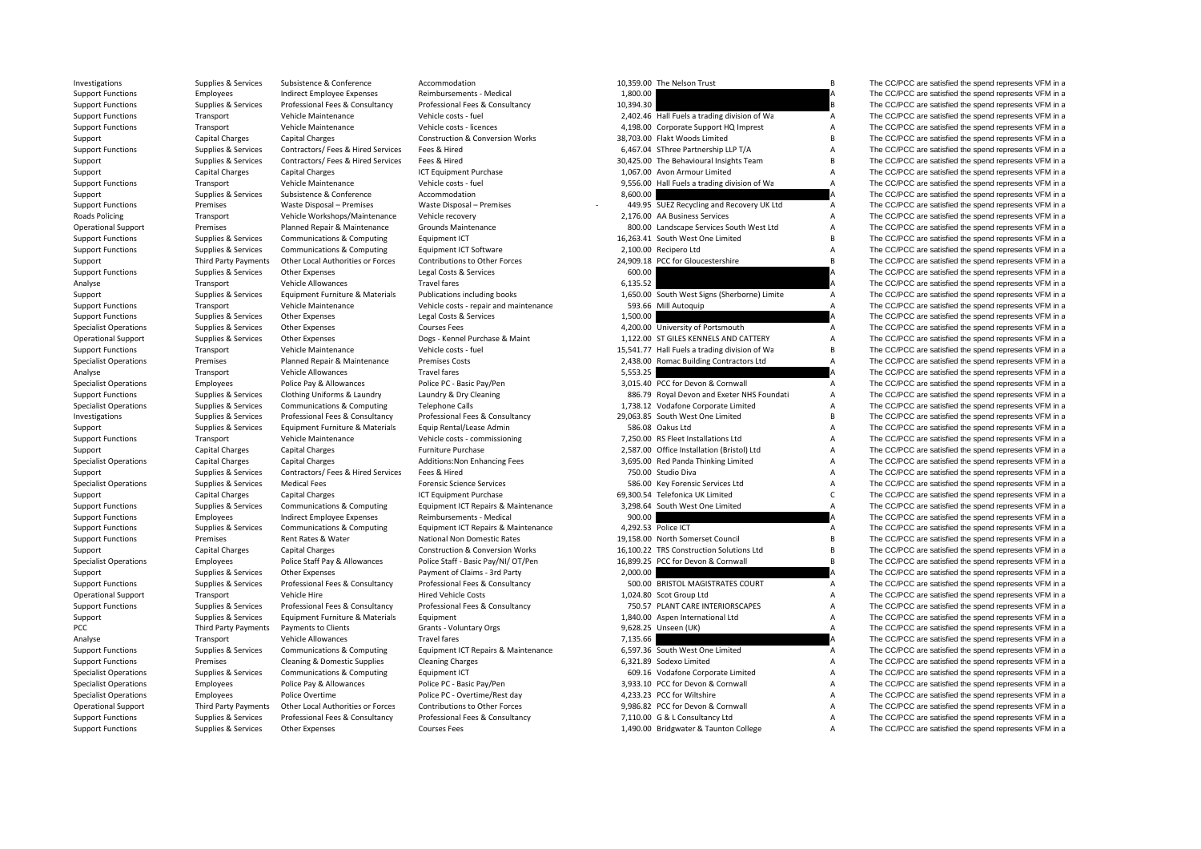| | | | | | | | |
|---|---|---|---|---|---|---|---|
| Investigations | Supplies & Services | Subsistence & Conference | Accommodation | 10,359.00 | The Nelson Trust | B | The CC/PCC are satisfied the spend represents VFM in a |
| Support Functions | Employees | Indirect Employee Expenses | Reimbursements - Medical | 1,800.00 | | A | The CC/PCC are satisfied the spend represents VFM in a |
| Support Functions | Supplies & Services | Professional Fees & Consultancy | Professional Fees & Consultancy | 10,394.30 | | B | The CC/PCC are satisfied the spend represents VFM in a |
| Support Functions | Transport | Vehicle Maintenance | Vehicle costs - fuel | 2,402.46 | Hall Fuels a trading division of Wa | A | The CC/PCC are satisfied the spend represents VFM in a |
| Support Functions | Transport | Vehicle Maintenance | Vehicle costs - licences | 4,198.00 | Corporate Support HQ Imprest | A | The CC/PCC are satisfied the spend represents VFM in a |
| Support | Capital Charges | Capital Charges | Construction & Conversion Works | 38,703.00 | Flakt Woods Limited | B | The CC/PCC are satisfied the spend represents VFM in a |
| Support Functions | Supplies & Services | Contractors/ Fees & Hired Services | Fees & Hired | 6,467.04 | SThree Partnership LLP T/A | A | The CC/PCC are satisfied the spend represents VFM in a |
| Support | Supplies & Services | Contractors/ Fees & Hired Services | Fees & Hired | 30,425.00 | The Behavioural Insights Team | B | The CC/PCC are satisfied the spend represents VFM in a |
| Support | Capital Charges | Capital Charges | ICT Equipment Purchase | 1,067.00 | Avon Armour Limited | A | The CC/PCC are satisfied the spend represents VFM in a |
| Support Functions | Transport | Vehicle Maintenance | Vehicle costs - fuel | 9,556.00 | Hall Fuels a trading division of Wa | A | The CC/PCC are satisfied the spend represents VFM in a |
| Support | Supplies & Services | Subsistence & Conference | Accommodation | 8,600.00 | | A | The CC/PCC are satisfied the spend represents VFM in a |
| Support Functions | Premises | Waste Disposal – Premises | Waste Disposal – Premises | - 449.95 | SUEZ Recycling and Recovery UK Ltd | A | The CC/PCC are satisfied the spend represents VFM in a |
| Roads Policing | Transport | Vehicle Workshops/Maintenance | Vehicle recovery | 2,176.00 | AA Business Services | A | The CC/PCC are satisfied the spend represents VFM in a |
| Operational Support | Premises | Planned Repair & Maintenance | Grounds Maintenance | 800.00 | Landscape Services South West Ltd | A | The CC/PCC are satisfied the spend represents VFM in a |
| Support Functions | Supplies & Services | Communications & Computing | Equipment ICT | 16,263.41 | South West One Limited | B | The CC/PCC are satisfied the spend represents VFM in a |
| Support Functions | Supplies & Services | Communications & Computing | Equipment ICT Software | 2,100.00 | Recipero Ltd | A | The CC/PCC are satisfied the spend represents VFM in a |
| Support | Third Party Payments | Other Local Authorities or Forces | Contributions to Other Forces | 24,909.18 | PCC for Gloucestershire | B | The CC/PCC are satisfied the spend represents VFM in a |
| Support Functions | Supplies & Services | Other Expenses | Legal Costs & Services | 600.00 | | A | The CC/PCC are satisfied the spend represents VFM in a |
| Analyse | Transport | Vehicle Allowances | Travel fares | 6,135.52 | | A | The CC/PCC are satisfied the spend represents VFM in a |
| Support | Supplies & Services | Equipment Furniture & Materials | Publications including books | 1,650.00 | South West Signs (Sherborne) Limite | A | The CC/PCC are satisfied the spend represents VFM in a |
| Support Functions | Transport | Vehicle Maintenance | Vehicle costs - repair and maintenance | 593.66 | Mill Autoquip | A | The CC/PCC are satisfied the spend represents VFM in a |
| Support Functions | Supplies & Services | Other Expenses | Legal Costs & Services | 1,500.00 | | A | The CC/PCC are satisfied the spend represents VFM in a |
| Specialist Operations | Supplies & Services | Other Expenses | Courses Fees | 4,200.00 | University of Portsmouth | A | The CC/PCC are satisfied the spend represents VFM in a |
| Operational Support | Supplies & Services | Other Expenses | Dogs - Kennel Purchase & Maint | 1,122.00 | ST GILES KENNELS AND CATTERY | A | The CC/PCC are satisfied the spend represents VFM in a |
| Support Functions | Transport | Vehicle Maintenance | Vehicle costs - fuel | 15,541.77 | Hall Fuels a trading division of Wa | B | The CC/PCC are satisfied the spend represents VFM in a |
| Specialist Operations | Premises | Planned Repair & Maintenance | Premises Costs | 2,438.00 | Romac Building Contractors Ltd | A | The CC/PCC are satisfied the spend represents VFM in a |
| Analyse | Transport | Vehicle Allowances | Travel fares | 5,553.25 | | A | The CC/PCC are satisfied the spend represents VFM in a |
| Specialist Operations | Employees | Police Pay & Allowances | Police PC - Basic Pay/Pen | 3,015.40 | PCC for Devon & Cornwall | A | The CC/PCC are satisfied the spend represents VFM in a |
| Support Functions | Supplies & Services | Clothing Uniforms & Laundry | Laundry & Dry Cleaning | 886.79 | Royal Devon and Exeter NHS Foundati | A | The CC/PCC are satisfied the spend represents VFM in a |
| Specialist Operations | Supplies & Services | Communications & Computing | Telephone Calls | 1,738.12 | Vodafone Corporate Limited | A | The CC/PCC are satisfied the spend represents VFM in a |
| Investigations | Supplies & Services | Professional Fees & Consultancy | Professional Fees & Consultancy | 29,063.85 | South West One Limited | B | The CC/PCC are satisfied the spend represents VFM in a |
| Support | Supplies & Services | Equipment Furniture & Materials | Equip Rental/Lease Admin | 586.08 | Oakus Ltd | A | The CC/PCC are satisfied the spend represents VFM in a |
| Support Functions | Transport | Vehicle Maintenance | Vehicle costs - commissioning | 7,250.00 | RS Fleet Installations Ltd | A | The CC/PCC are satisfied the spend represents VFM in a |
| Support | Capital Charges | Capital Charges | Furniture Purchase | 2,587.00 | Office Installation (Bristol) Ltd | A | The CC/PCC are satisfied the spend represents VFM in a |
| Specialist Operations | Capital Charges | Capital Charges | Additions:Non Enhancing Fees | 3,695.00 | Red Panda Thinking Limited | A | The CC/PCC are satisfied the spend represents VFM in a |
| Support | Supplies & Services | Contractors/ Fees & Hired Services | Fees & Hired | 750.00 | Studio Diva | A | The CC/PCC are satisfied the spend represents VFM in a |
| Specialist Operations | Supplies & Services | Medical Fees | Forensic Science Services | 586.00 | Key Forensic Services Ltd | A | The CC/PCC are satisfied the spend represents VFM in a |
| Support | Capital Charges | Capital Charges | ICT Equipment Purchase | 69,300.54 | Telefonica UK Limited | C | The CC/PCC are satisfied the spend represents VFM in a |
| Support Functions | Supplies & Services | Communications & Computing | Equipment ICT Repairs & Maintenance | 3,298.64 | South West One Limited | A | The CC/PCC are satisfied the spend represents VFM in a |
| Support Functions | Employees | Indirect Employee Expenses | Reimbursements - Medical | 900.00 | | A | The CC/PCC are satisfied the spend represents VFM in a |
| Support Functions | Supplies & Services | Communications & Computing | Equipment ICT Repairs & Maintenance | 4,292.53 | Police ICT | A | The CC/PCC are satisfied the spend represents VFM in a |
| Support Functions | Premises | Rent Rates & Water | National Non Domestic Rates | 19,158.00 | North Somerset Council | B | The CC/PCC are satisfied the spend represents VFM in a |
| Support | Capital Charges | Capital Charges | Construction & Conversion Works | 16,100.22 | TRS Construction Solutions Ltd | B | The CC/PCC are satisfied the spend represents VFM in a |
| Specialist Operations | Employees | Police Staff Pay & Allowances | Police Staff - Basic Pay/NI/ OT/Pen | 16,899.25 | PCC for Devon & Cornwall | B | The CC/PCC are satisfied the spend represents VFM in a |
| Support | Supplies & Services | Other Expenses | Payment of Claims - 3rd Party | 2,000.00 | | A | The CC/PCC are satisfied the spend represents VFM in a |
| Support Functions | Supplies & Services | Professional Fees & Consultancy | Professional Fees & Consultancy | 500.00 | BRISTOL MAGISTRATES COURT | A | The CC/PCC are satisfied the spend represents VFM in a |
| Operational Support | Transport | Vehicle Hire | Hired Vehicle Costs | 1,024.80 | Scot Group Ltd | A | The CC/PCC are satisfied the spend represents VFM in a |
| Support Functions | Supplies & Services | Professional Fees & Consultancy | Professional Fees & Consultancy | 750.57 | PLANT CARE INTERIORSCAPES | A | The CC/PCC are satisfied the spend represents VFM in a |
| Support | Supplies & Services | Equipment Furniture & Materials | Equipment | 1,840.00 | Aspen International Ltd | A | The CC/PCC are satisfied the spend represents VFM in a |
| PCC | Third Party Payments | Payments to Clients | Grants - Voluntary Orgs | 9,628.25 | Unseen (UK) | A | The CC/PCC are satisfied the spend represents VFM in a |
| Analyse | Transport | Vehicle Allowances | Travel fares | 7,135.66 | | A | The CC/PCC are satisfied the spend represents VFM in a |
| Support Functions | Supplies & Services | Communications & Computing | Equipment ICT Repairs & Maintenance | 6,597.36 | South West One Limited | A | The CC/PCC are satisfied the spend represents VFM in a |
| Support Functions | Premises | Cleaning & Domestic Supplies | Cleaning Charges | 6,321.89 | Sodexo Limited | A | The CC/PCC are satisfied the spend represents VFM in a |
| Specialist Operations | Supplies & Services | Communications & Computing | Equipment ICT | 609.16 | Vodafone Corporate Limited | A | The CC/PCC are satisfied the spend represents VFM in a |
| Specialist Operations | Employees | Police Pay & Allowances | Police PC - Basic Pay/Pen | 3,933.10 | PCC for Devon & Cornwall | A | The CC/PCC are satisfied the spend represents VFM in a |
| Specialist Operations | Employees | Police Overtime | Police PC - Overtime/Rest day | 4,233.23 | PCC for Wiltshire | A | The CC/PCC are satisfied the spend represents VFM in a |
| Operational Support | Third Party Payments | Other Local Authorities or Forces | Contributions to Other Forces | 9,986.82 | PCC for Devon & Cornwall | A | The CC/PCC are satisfied the spend represents VFM in a |
| Support Functions | Supplies & Services | Professional Fees & Consultancy | Professional Fees & Consultancy | 7,110.00 | G & L Consultancy Ltd | A | The CC/PCC are satisfied the spend represents VFM in a |
| Support Functions | Supplies & Services | Other Expenses | Courses Fees | 1,490.00 | Bridgwater & Taunton College | A | The CC/PCC are satisfied the spend represents VFM in a |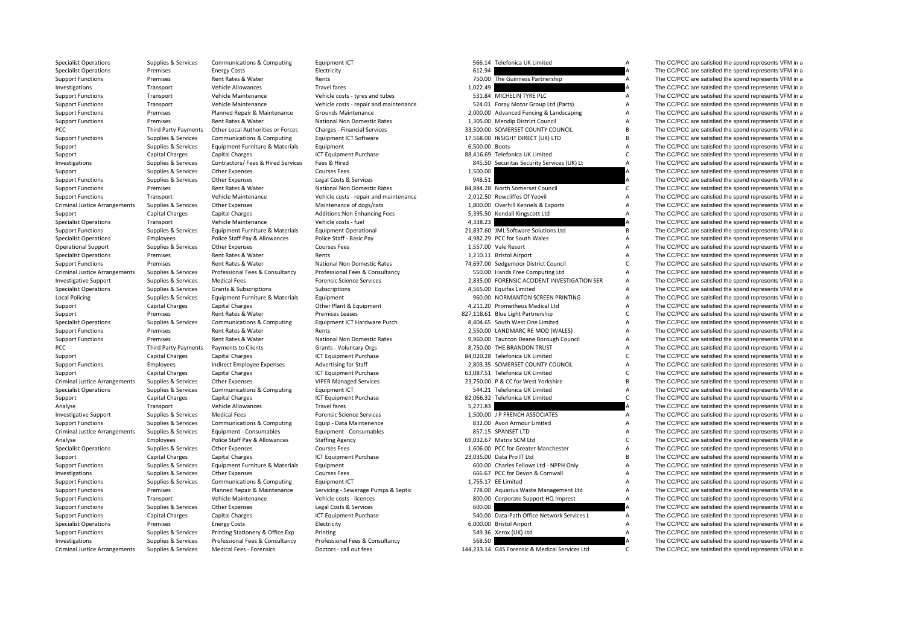| | | | | | | | |
|---|---|---|---|---|---|---|---|
| Specialist Operations | Supplies & Services | Communications & Computing | Equipment ICT | 566.14 | Telefonica UK Limited | A | The CC/PCC are satisfied the spend represents VFM in a |
| Specialist Operations | Premises | Energy Costs | Electricity | 612.94 | | A | The CC/PCC are satisfied the spend represents VFM in a |
| Support Functions | Premises | Rent Rates & Water | Rents | 750.00 | The Guinness Partnership | A | The CC/PCC are satisfied the spend represents VFM in a |
| Investigations | Transport | Vehicle Allowances | Travel fares | 1,022.49 | | A | The CC/PCC are satisfied the spend represents VFM in a |
| Support Functions | Transport | Vehicle Maintenance | Vehicle costs - tyres and tubes | 531.84 | MICHELIN TYRE PLC | A | The CC/PCC are satisfied the spend represents VFM in a |
| Support Functions | Transport | Vehicle Maintenance | Vehicle costs - repair and maintenance | 524.01 | Foray Motor Group Ltd (Parts) | A | The CC/PCC are satisfied the spend represents VFM in a |
| Support Functions | Premises | Planned Repair & Maintenance | Grounds Maintenance | 2,000.00 | Advanced Fencing & Landscaping | A | The CC/PCC are satisfied the spend represents VFM in a |
| Support Functions | Premises | Rent Rates & Water | National Non Domestic Rates | 1,305.00 | Mendip District Council | A | The CC/PCC are satisfied the spend represents VFM in a |
| PCC | Third Party Payments | Other Local Authorities or Forces | Charges - Financial Services | 33,500.00 | SOMERSET COUNTY COUNCIL | B | The CC/PCC are satisfied the spend represents VFM in a |
| Support Functions | Supplies & Services | Communications & Computing | Equipment ICT Software | 17,568.00 | INSIGHT DIRECT (UK) LTD | B | The CC/PCC are satisfied the spend represents VFM in a |
| Support | Supplies & Services | Equipment Furniture & Materials | Equipment | 6,500.00 | Boots | A | The CC/PCC are satisfied the spend represents VFM in a |
| Support | Capital Charges | Capital Charges | ICT Equipment Purchase | 88,416.69 | Telefonica UK Limited | C | The CC/PCC are satisfied the spend represents VFM in a |
| Investigations | Supplies & Services | Contractors/ Fees & Hired Services | Fees & Hired | 845.50 | Securitas Security Services (UK) Lt | A | The CC/PCC are satisfied the spend represents VFM in a |
| Support | Supplies & Services | Other Expenses | Courses Fees | 1,500.00 | | A | The CC/PCC are satisfied the spend represents VFM in a |
| Support Functions | Supplies & Services | Other Expenses | Legal Costs & Services | 948.51 | | A | The CC/PCC are satisfied the spend represents VFM in a |
| Support Functions | Premises | Rent Rates & Water | National Non Domestic Rates | 84,844.28 | North Somerset Council | C | The CC/PCC are satisfied the spend represents VFM in a |
| Support Functions | Transport | Vehicle Maintenance | Vehicle costs - repair and maintenance | 2,012.50 | Rowcliffes Of Yeovil | A | The CC/PCC are satisfied the spend represents VFM in a |
| Criminal Justice Arrangements | Supplies & Services | Other Expenses | Maintenance of dogs/cats | 1,800.00 | Overhill Kennels & Exports | A | The CC/PCC are satisfied the spend represents VFM in a |
| Support | Capital Charges | Capital Charges | Additions:Non Enhancing Fees | 5,395.50 | Kendall Kingscott Ltd | A | The CC/PCC are satisfied the spend represents VFM in a |
| Specialist Operations | Transport | Vehicle Maintenance | Vehicle costs - fuel | 4,338.23 | | A | The CC/PCC are satisfied the spend represents VFM in a |
| Support Functions | Supplies & Services | Equipment Furniture & Materials | Equipment Operational | 21,837.60 | JML Software Solutions Ltd | B | The CC/PCC are satisfied the spend represents VFM in a |
| Specialist Operations | Employees | Police Staff Pay & Allowances | Police Staff - Basic Pay | 4,982.29 | PCC for South Wales | A | The CC/PCC are satisfied the spend represents VFM in a |
| Operational Support | Supplies & Services | Other Expenses | Courses Fees | 1,557.00 | Vale Resort | A | The CC/PCC are satisfied the spend represents VFM in a |
| Specialist Operations | Premises | Rent Rates & Water | Rents | 1,210.11 | Bristol Airport | A | The CC/PCC are satisfied the spend represents VFM in a |
| Support Functions | Premises | Rent Rates & Water | National Non Domestic Rates | 74,697.00 | Sedgemoor District Council | C | The CC/PCC are satisfied the spend represents VFM in a |
| Criminal Justice Arrangements | Supplies & Services | Professional Fees & Consultancy | Professional Fees & Consultancy | 550.00 | Hands Free Computing Ltd | A | The CC/PCC are satisfied the spend represents VFM in a |
| Investigative Support | Supplies & Services | Medical Fees | Forensic Science Services | 2,835.00 | FORENSIC ACCIDENT INVESTIGATION SER | A | The CC/PCC are satisfied the spend represents VFM in a |
| Specialist Operations | Supplies & Services | Grants & Subscriptions | Subscriptions | 4,565.00 | Equifax Limited | A | The CC/PCC are satisfied the spend represents VFM in a |
| Local Policing | Supplies & Services | Equipment Furniture & Materials | Equipment | 960.00 | NORMANTON SCREEN PRINTING | A | The CC/PCC are satisfied the spend represents VFM in a |
| Support | Capital Charges | Capital Charges | Other Plant & Equipment | 4,211.20 | Prometheus Medical Ltd | A | The CC/PCC are satisfied the spend represents VFM in a |
| Support | Premises | Rent Rates & Water | Premises Leases | 827,118.61 | Blue Light Partnership | C | The CC/PCC are satisfied the spend represents VFM in a |
| Specialist Operations | Supplies & Services | Communications & Computing | Equipment ICT Hardware Purch | 8,404.65 | South West One Limited | A | The CC/PCC are satisfied the spend represents VFM in a |
| Support Functions | Premises | Rent Rates & Water | Rents | 2,550.00 | LANDMARC RE MOD (WALES) | A | The CC/PCC are satisfied the spend represents VFM in a |
| Support Functions | Premises | Rent Rates & Water | National Non Domestic Rates | 9,960.00 | Taunton Deane Borough Council | A | The CC/PCC are satisfied the spend represents VFM in a |
| PCC | Third Party Payments | Payments to Clients | Grants - Voluntary Orgs | 8,750.00 | THE BRANDON TRUST | A | The CC/PCC are satisfied the spend represents VFM in a |
| Support | Capital Charges | Capital Charges | ICT Equipment Purchase | 84,020.28 | Telefonica UK Limited | C | The CC/PCC are satisfied the spend represents VFM in a |
| Support Functions | Employees | Indirect Employee Expenses | Advertising for Staff | 2,803.35 | SOMERSET COUNTY COUNCIL | A | The CC/PCC are satisfied the spend represents VFM in a |
| Support | Capital Charges | Capital Charges | ICT Equipment Purchase | 63,087.51 | Telefonica UK Limited | C | The CC/PCC are satisfied the spend represents VFM in a |
| Criminal Justice Arrangements | Supplies & Services | Other Expenses | VIPER Managed Services | 23,750.00 | P & CC for West Yorkshire | B | The CC/PCC are satisfied the spend represents VFM in a |
| Specialist Operations | Supplies & Services | Communications & Computing | Equipment ICT | 544.21 | Telefonica UK Limited | A | The CC/PCC are satisfied the spend represents VFM in a |
| Support | Capital Charges | Capital Charges | ICT Equipment Purchase | 82,066.32 | Telefonica UK Limited | C | The CC/PCC are satisfied the spend represents VFM in a |
| Analyse | Transport | Vehicle Allowances | Travel fares | 5,271.83 | | A | The CC/PCC are satisfied the spend represents VFM in a |
| Investigative Support | Supplies & Services | Medical Fees | Forensic Science Services | 1,500.00 | J P FRENCH ASSOCIATES | A | The CC/PCC are satisfied the spend represents VFM in a |
| Support Functions | Supplies & Services | Communications & Computing | Equip - Data Maintenence | 832.00 | Avon Armour Limited | A | The CC/PCC are satisfied the spend represents VFM in a |
| Criminal Justice Arrangements | Supplies & Services | Equipment - Consumables | Equipment - Consumables | 857.15 | SPANSET LTD | A | The CC/PCC are satisfied the spend represents VFM in a |
| Analyse | Employees | Police Staff Pay & Allowances | Staffing Agency | 69,032.67 | Matrix SCM Ltd | C | The CC/PCC are satisfied the spend represents VFM in a |
| Specialist Operations | Supplies & Services | Other Expenses | Courses Fees | 1,606.00 | PCC for Greater Manchester | A | The CC/PCC are satisfied the spend represents VFM in a |
| Support | Capital Charges | Capital Charges | ICT Equipment Purchase | 23,035.00 | Data Pro IT Ltd | B | The CC/PCC are satisfied the spend represents VFM in a |
| Support Functions | Supplies & Services | Equipment Furniture & Materials | Equipment | 600.00 | Charles Fellows Ltd - NPPH Only | A | The CC/PCC are satisfied the spend represents VFM in a |
| Investigations | Supplies & Services | Other Expenses | Courses Fees | 666.67 | PCC for Devon & Cornwall | A | The CC/PCC are satisfied the spend represents VFM in a |
| Support Functions | Supplies & Services | Communications & Computing | Equipment ICT | 1,755.17 | EE Limited | A | The CC/PCC are satisfied the spend represents VFM in a |
| Support Functions | Premises | Planned Repair & Maintenance | Servicing - Sewerage Pumps & Septic | 778.00 | Aquarius Waste Management Ltd | A | The CC/PCC are satisfied the spend represents VFM in a |
| Support Functions | Transport | Vehicle Maintenance | Vehicle costs - licences | 800.00 | Corporate Support HQ Imprest | A | The CC/PCC are satisfied the spend represents VFM in a |
| Support Functions | Supplies & Services | Other Expenses | Legal Costs & Services | 600.00 | | A | The CC/PCC are satisfied the spend represents VFM in a |
| Support Functions | Capital Charges | Capital Charges | ICT Equipment Purchase | 540.00 | Data-Path Office Network Services L | A | The CC/PCC are satisfied the spend represents VFM in a |
| Specialist Operations | Premises | Energy Costs | Electricity | 6,000.00 | Bristol Airport | A | The CC/PCC are satisfied the spend represents VFM in a |
| Support Functions | Supplies & Services | Printing Stationery & Office Exp | Printing | 549.36 | Xerox (UK) Ltd | A | The CC/PCC are satisfied the spend represents VFM in a |
| Investigations | Supplies & Services | Professional Fees & Consultancy | Professional Fees & Consultancy | 568.50 | | A | The CC/PCC are satisfied the spend represents VFM in a |
| Criminal Justice Arrangements | Supplies & Services | Medical Fees - Forensics | Doctors - call out fees | 144,233.14 | G4S Forensic & Medical Services Ltd | C | The CC/PCC are satisfied the spend represents VFM in a |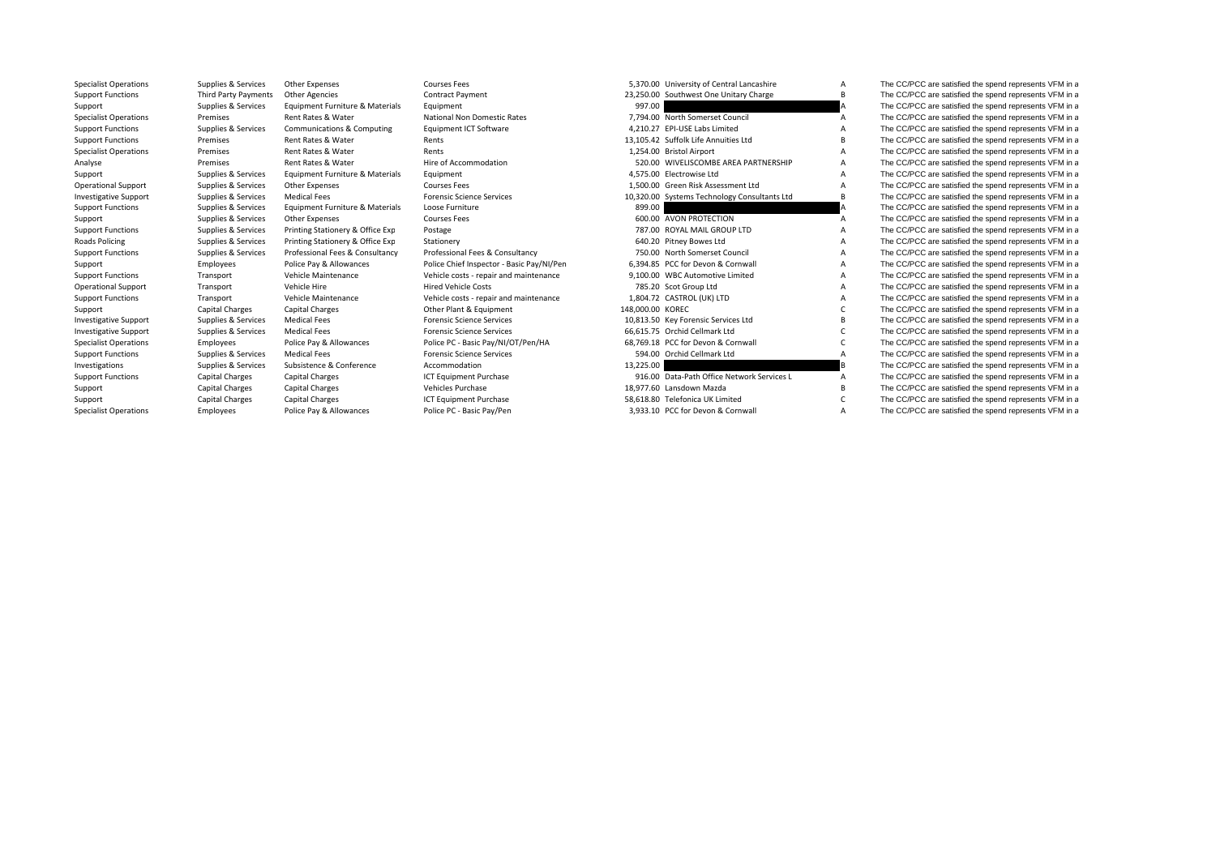| | | | | | | | |
|---|---|---|---|---|---|---|---|
| Specialist Operations | Supplies & Services | Other Expenses | Courses Fees | 5,370.00 | University of Central Lancashire | A | The CC/PCC are satisfied the spend represents VFM in a |
| Support Functions | Third Party Payments | Other Agencies | Contract Payment | 23,250.00 | Southwest One Unitary Charge | B | The CC/PCC are satisfied the spend represents VFM in a |
| Support | Supplies & Services | Equipment Furniture & Materials | Equipment | 997.00 | | A | The CC/PCC are satisfied the spend represents VFM in a |
| Specialist Operations | Premises | Rent Rates & Water | National Non Domestic Rates | 7,794.00 | North Somerset Council | A | The CC/PCC are satisfied the spend represents VFM in a |
| Support Functions | Supplies & Services | Communications & Computing | Equipment ICT Software | 4,210.27 | EPI-USE Labs Limited | A | The CC/PCC are satisfied the spend represents VFM in a |
| Support Functions | Premises | Rent Rates & Water | Rents | 13,105.42 | Suffolk Life Annuities Ltd | B | The CC/PCC are satisfied the spend represents VFM in a |
| Specialist Operations | Premises | Rent Rates & Water | Rents | 1,254.00 | Bristol Airport | A | The CC/PCC are satisfied the spend represents VFM in a |
| Analyse | Premises | Rent Rates & Water | Hire of Accommodation | 520.00 | WIVELISCOMBE AREA PARTNERSHIP | A | The CC/PCC are satisfied the spend represents VFM in a |
| Support | Supplies & Services | Equipment Furniture & Materials | Equipment | 4,575.00 | Electrowise Ltd | A | The CC/PCC are satisfied the spend represents VFM in a |
| Operational Support | Supplies & Services | Other Expenses | Courses Fees | 1,500.00 | Green Risk Assessment Ltd | A | The CC/PCC are satisfied the spend represents VFM in a |
| Investigative Support | Supplies & Services | Medical Fees | Forensic Science Services | 10,320.00 | Systems Technology Consultants Ltd | B | The CC/PCC are satisfied the spend represents VFM in a |
| Support Functions | Supplies & Services | Equipment Furniture & Materials | Loose Furniture | 899.00 | | A | The CC/PCC are satisfied the spend represents VFM in a |
| Support | Supplies & Services | Other Expenses | Courses Fees | 600.00 | AVON PROTECTION | A | The CC/PCC are satisfied the spend represents VFM in a |
| Support Functions | Supplies & Services | Printing Stationery & Office Exp | Postage | 787.00 | ROYAL MAIL GROUP LTD | A | The CC/PCC are satisfied the spend represents VFM in a |
| Roads Policing | Supplies & Services | Printing Stationery & Office Exp | Stationery | 640.20 | Pitney Bowes Ltd | A | The CC/PCC are satisfied the spend represents VFM in a |
| Support Functions | Supplies & Services | Professional Fees & Consultancy | Professional Fees & Consultancy | 750.00 | North Somerset Council | A | The CC/PCC are satisfied the spend represents VFM in a |
| Support | Employees | Police Pay & Allowances | Police Chief Inspector - Basic Pay/NI/Pen | 6,394.85 | PCC for Devon & Cornwall | A | The CC/PCC are satisfied the spend represents VFM in a |
| Support Functions | Transport | Vehicle Maintenance | Vehicle costs - repair and maintenance | 9,100.00 | WBC Automotive Limited | A | The CC/PCC are satisfied the spend represents VFM in a |
| Operational Support | Transport | Vehicle Hire | Hired Vehicle Costs | 785.20 | Scot Group Ltd | A | The CC/PCC are satisfied the spend represents VFM in a |
| Support Functions | Transport | Vehicle Maintenance | Vehicle costs - repair and maintenance | 1,804.72 | CASTROL (UK) LTD | A | The CC/PCC are satisfied the spend represents VFM in a |
| Support | Capital Charges | Capital Charges | Other Plant & Equipment | 148,000.00 | KOREC | C | The CC/PCC are satisfied the spend represents VFM in a |
| Investigative Support | Supplies & Services | Medical Fees | Forensic Science Services | 10,813.50 | Key Forensic Services Ltd | B | The CC/PCC are satisfied the spend represents VFM in a |
| Investigative Support | Supplies & Services | Medical Fees | Forensic Science Services | 66,615.75 | Orchid Cellmark Ltd | C | The CC/PCC are satisfied the spend represents VFM in a |
| Specialist Operations | Employees | Police Pay & Allowances | Police PC - Basic Pay/NI/OT/Pen/HA | 68,769.18 | PCC for Devon & Cornwall | C | The CC/PCC are satisfied the spend represents VFM in a |
| Support Functions | Supplies & Services | Medical Fees | Forensic Science Services | 594.00 | Orchid Cellmark Ltd | A | The CC/PCC are satisfied the spend represents VFM in a |
| Investigations | Supplies & Services | Subsistence & Conference | Accommodation | 13,225.00 | | B | The CC/PCC are satisfied the spend represents VFM in a |
| Support Functions | Capital Charges | Capital Charges | ICT Equipment Purchase | 916.00 | Data-Path Office Network Services L | A | The CC/PCC are satisfied the spend represents VFM in a |
| Support | Capital Charges | Capital Charges | Vehicles Purchase | 18,977.60 | Lansdown Mazda | B | The CC/PCC are satisfied the spend represents VFM in a |
| Support | Capital Charges | Capital Charges | ICT Equipment Purchase | 58,618.80 | Telefonica UK Limited | C | The CC/PCC are satisfied the spend represents VFM in a |
| Specialist Operations | Employees | Police Pay & Allowances | Police PC - Basic Pay/Pen | 3,933.10 | PCC for Devon & Cornwall | A | The CC/PCC are satisfied the spend represents VFM in a |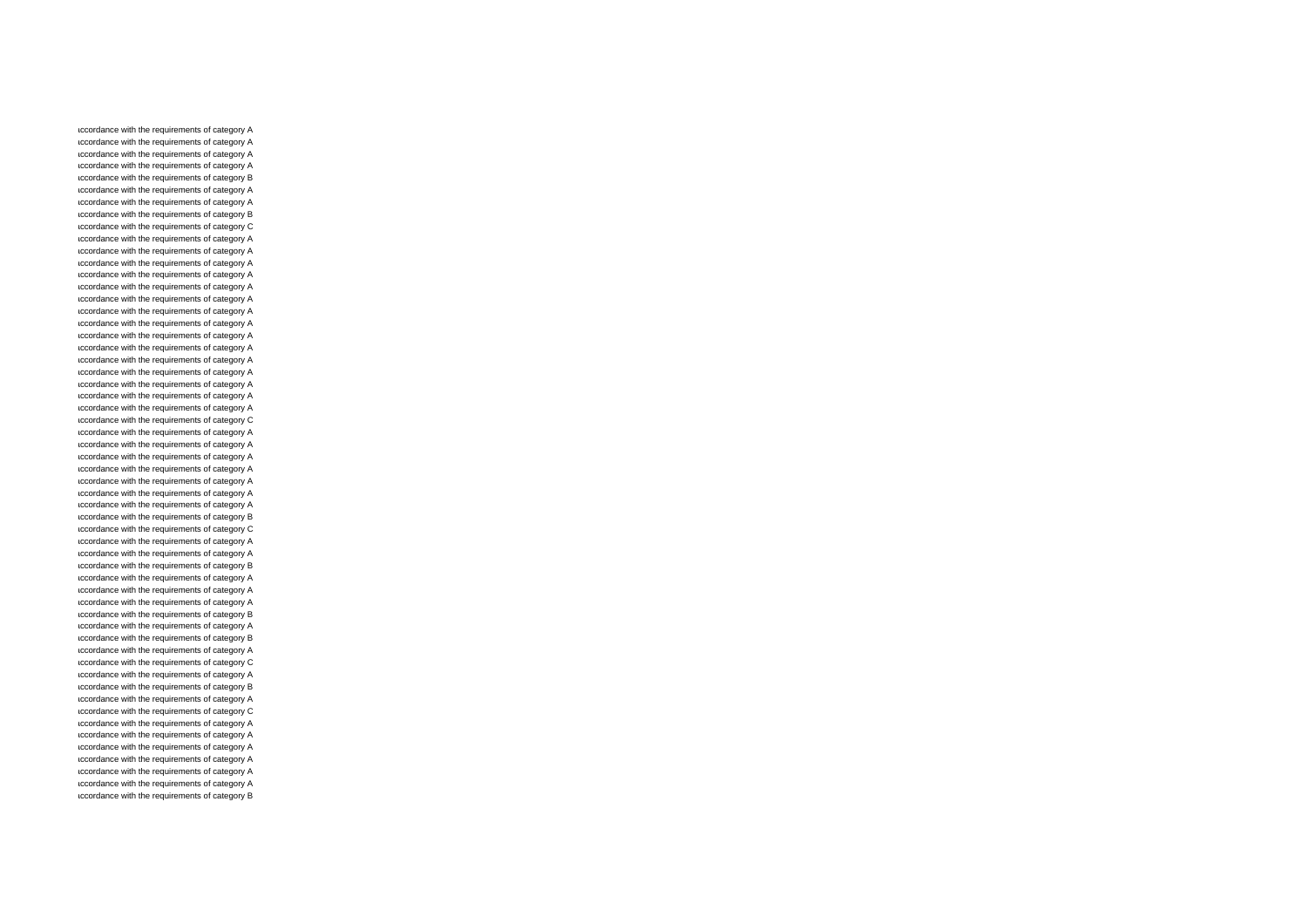ıccordance with the requirements of category A
ıccordance with the requirements of category A
ıccordance with the requirements of category A
ıccordance with the requirements of category A
ıccordance with the requirements of category B
ıccordance with the requirements of category A
ıccordance with the requirements of category A
ıccordance with the requirements of category B
ıccordance with the requirements of category C
ıccordance with the requirements of category A
ıccordance with the requirements of category A
ıccordance with the requirements of category A
ıccordance with the requirements of category A
ıccordance with the requirements of category A
ıccordance with the requirements of category A
ıccordance with the requirements of category A
ıccordance with the requirements of category A
ıccordance with the requirements of category A
ıccordance with the requirements of category A
ıccordance with the requirements of category A
ıccordance with the requirements of category A
ıccordance with the requirements of category A
ıccordance with the requirements of category A
ıccordance with the requirements of category A
ıccordance with the requirements of category C
ıccordance with the requirements of category A
ıccordance with the requirements of category A
ıccordance with the requirements of category A
ıccordance with the requirements of category A
ıccordance with the requirements of category A
ıccordance with the requirements of category A
ıccordance with the requirements of category A
ıccordance with the requirements of category B
ıccordance with the requirements of category C
ıccordance with the requirements of category A
ıccordance with the requirements of category A
ıccordance with the requirements of category B
ıccordance with the requirements of category A
ıccordance with the requirements of category A
ıccordance with the requirements of category A
ıccordance with the requirements of category B
ıccordance with the requirements of category A
ıccordance with the requirements of category B
ıccordance with the requirements of category A
ıccordance with the requirements of category C
ıccordance with the requirements of category A
ıccordance with the requirements of category B
ıccordance with the requirements of category A
ıccordance with the requirements of category C
ıccordance with the requirements of category A
ıccordance with the requirements of category A
ıccordance with the requirements of category A
ıccordance with the requirements of category A
ıccordance with the requirements of category A
ıccordance with the requirements of category A
ıccordance with the requirements of category B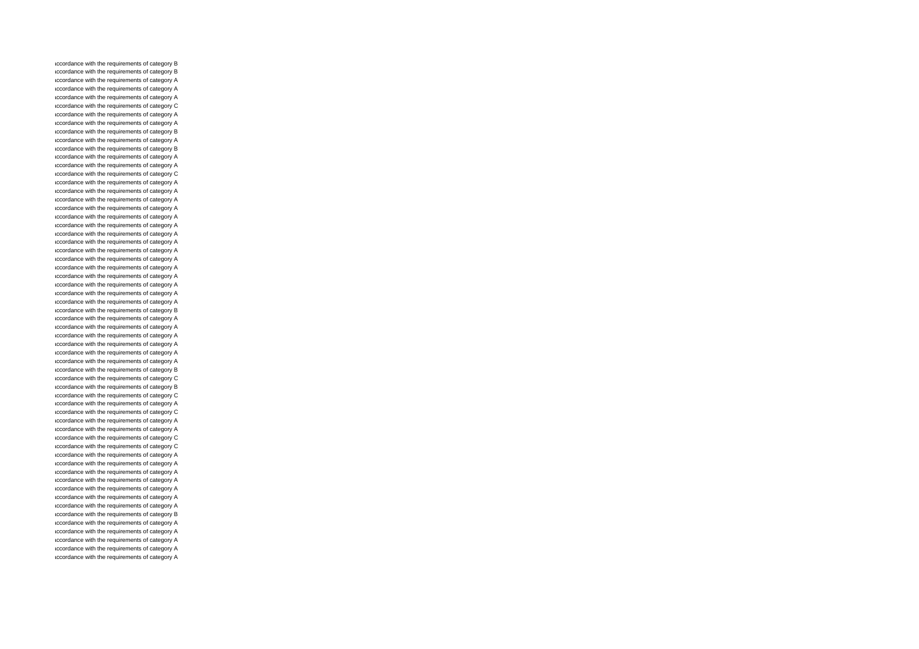ıccordance with the requirements of category B
ıccordance with the requirements of category B
ıccordance with the requirements of category A
ıccordance with the requirements of category A
ıccordance with the requirements of category A
ıccordance with the requirements of category C
ıccordance with the requirements of category A
ıccordance with the requirements of category A
ıccordance with the requirements of category B
ıccordance with the requirements of category A
ıccordance with the requirements of category B
ıccordance with the requirements of category A
ıccordance with the requirements of category A
ıccordance with the requirements of category C
ıccordance with the requirements of category A
ıccordance with the requirements of category A
ıccordance with the requirements of category A
ıccordance with the requirements of category A
ıccordance with the requirements of category A
ıccordance with the requirements of category A
ıccordance with the requirements of category A
ıccordance with the requirements of category A
ıccordance with the requirements of category A
ıccordance with the requirements of category A
ıccordance with the requirements of category A
ıccordance with the requirements of category A
ıccordance with the requirements of category A
ıccordance with the requirements of category A
ıccordance with the requirements of category A
ıccordance with the requirements of category B
ıccordance with the requirements of category A
ıccordance with the requirements of category A
ıccordance with the requirements of category A
ıccordance with the requirements of category A
ıccordance with the requirements of category A
ıccordance with the requirements of category A
ıccordance with the requirements of category B
ıccordance with the requirements of category C
ıccordance with the requirements of category B
ıccordance with the requirements of category C
ıccordance with the requirements of category A
ıccordance with the requirements of category C
ıccordance with the requirements of category A
ıccordance with the requirements of category A
ıccordance with the requirements of category C
ıccordance with the requirements of category C
ıccordance with the requirements of category A
ıccordance with the requirements of category A
ıccordance with the requirements of category A
ıccordance with the requirements of category A
ıccordance with the requirements of category A
ıccordance with the requirements of category A
ıccordance with the requirements of category A
ıccordance with the requirements of category B
ıccordance with the requirements of category A
ıccordance with the requirements of category A
ıccordance with the requirements of category A
ıccordance with the requirements of category A
ıccordance with the requirements of category A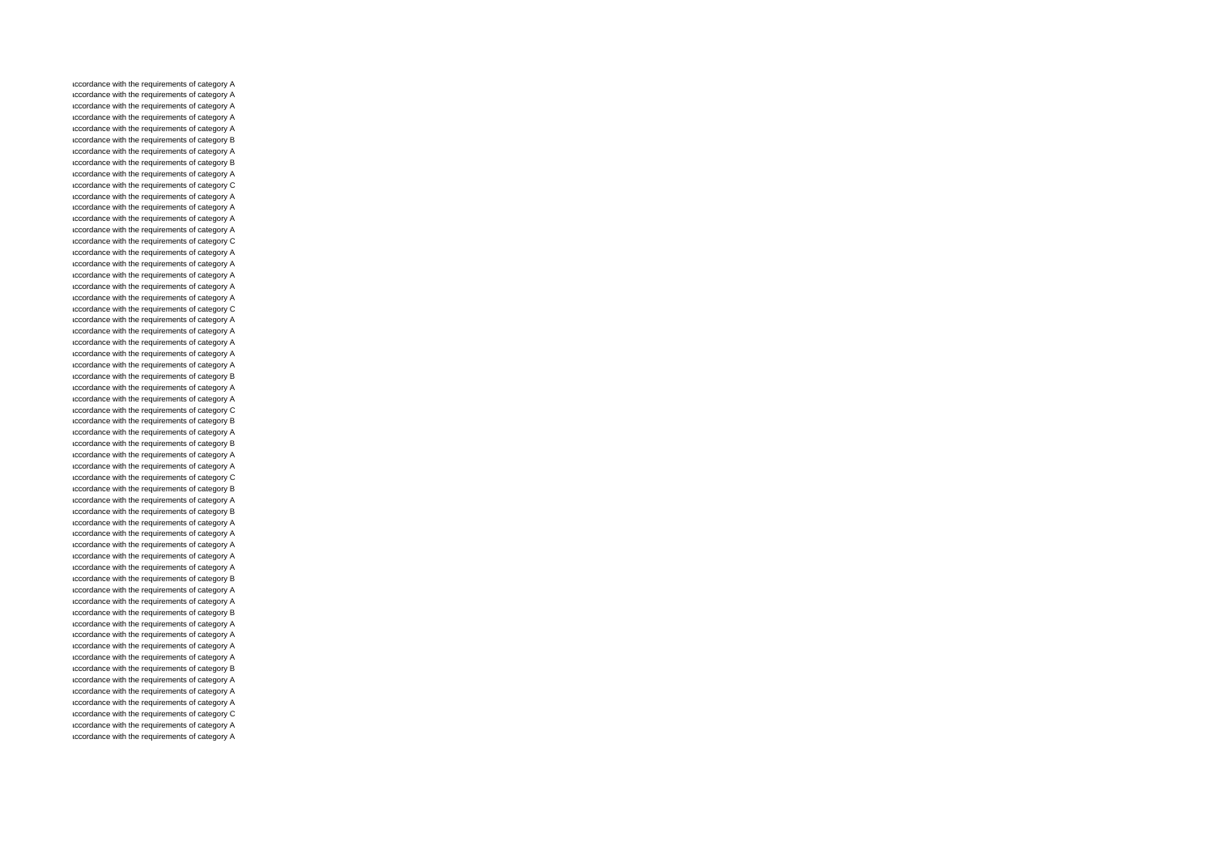ıccordance with the requirements of category A
ıccordance with the requirements of category A
ıccordance with the requirements of category A
ıccordance with the requirements of category A
ıccordance with the requirements of category A
ıccordance with the requirements of category B
ıccordance with the requirements of category A
ıccordance with the requirements of category B
ıccordance with the requirements of category A
ıccordance with the requirements of category C
ıccordance with the requirements of category A
ıccordance with the requirements of category A
ıccordance with the requirements of category A
ıccordance with the requirements of category A
ıccordance with the requirements of category C
ıccordance with the requirements of category A
ıccordance with the requirements of category A
ıccordance with the requirements of category A
ıccordance with the requirements of category A
ıccordance with the requirements of category A
ıccordance with the requirements of category C
ıccordance with the requirements of category A
ıccordance with the requirements of category A
ıccordance with the requirements of category A
ıccordance with the requirements of category A
ıccordance with the requirements of category A
ıccordance with the requirements of category B
ıccordance with the requirements of category A
ıccordance with the requirements of category A
ıccordance with the requirements of category C
ıccordance with the requirements of category B
ıccordance with the requirements of category A
ıccordance with the requirements of category B
ıccordance with the requirements of category A
ıccordance with the requirements of category A
ıccordance with the requirements of category C
ıccordance with the requirements of category B
ıccordance with the requirements of category A
ıccordance with the requirements of category B
ıccordance with the requirements of category A
ıccordance with the requirements of category A
ıccordance with the requirements of category A
ıccordance with the requirements of category A
ıccordance with the requirements of category A
ıccordance with the requirements of category B
ıccordance with the requirements of category A
ıccordance with the requirements of category A
ıccordance with the requirements of category B
ıccordance with the requirements of category A
ıccordance with the requirements of category A
ıccordance with the requirements of category A
ıccordance with the requirements of category A
ıccordance with the requirements of category B
ıccordance with the requirements of category A
ıccordance with the requirements of category A
ıccordance with the requirements of category A
ıccordance with the requirements of category C
ıccordance with the requirements of category A
ıccordance with the requirements of category A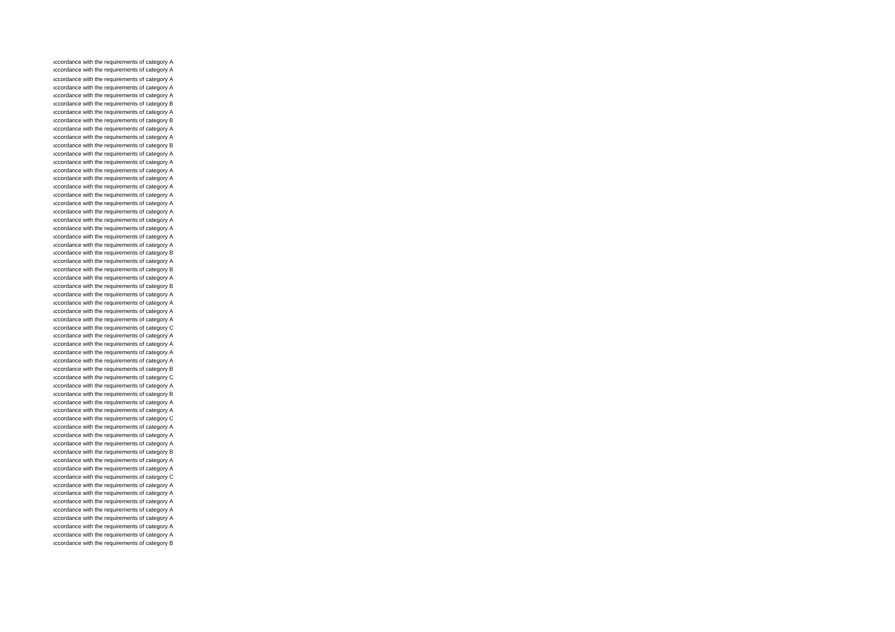ıccordance with the requirements of category A
ıccordance with the requirements of category A
ıccordance with the requirements of category A
ıccordance with the requirements of category A
ıccordance with the requirements of category A
ıccordance with the requirements of category B
ıccordance with the requirements of category A
ıccordance with the requirements of category B
ıccordance with the requirements of category A
ıccordance with the requirements of category A
ıccordance with the requirements of category B
ıccordance with the requirements of category A
ıccordance with the requirements of category A
ıccordance with the requirements of category A
ıccordance with the requirements of category A
ıccordance with the requirements of category A
ıccordance with the requirements of category A
ıccordance with the requirements of category A
ıccordance with the requirements of category A
ıccordance with the requirements of category A
ıccordance with the requirements of category A
ıccordance with the requirements of category A
ıccordance with the requirements of category A
ıccordance with the requirements of category B
ıccordance with the requirements of category A
ıccordance with the requirements of category B
ıccordance with the requirements of category A
ıccordance with the requirements of category B
ıccordance with the requirements of category A
ıccordance with the requirements of category A
ıccordance with the requirements of category A
ıccordance with the requirements of category A
ıccordance with the requirements of category C
ıccordance with the requirements of category A
ıccordance with the requirements of category A
ıccordance with the requirements of category A
ıccordance with the requirements of category A
ıccordance with the requirements of category B
ıccordance with the requirements of category C
ıccordance with the requirements of category A
ıccordance with the requirements of category B
ıccordance with the requirements of category A
ıccordance with the requirements of category A
ıccordance with the requirements of category C
ıccordance with the requirements of category A
ıccordance with the requirements of category A
ıccordance with the requirements of category A
ıccordance with the requirements of category B
ıccordance with the requirements of category A
ıccordance with the requirements of category A
ıccordance with the requirements of category C
ıccordance with the requirements of category A
ıccordance with the requirements of category A
ıccordance with the requirements of category A
ıccordance with the requirements of category A
ıccordance with the requirements of category A
ıccordance with the requirements of category A
ıccordance with the requirements of category A
ıccordance with the requirements of category B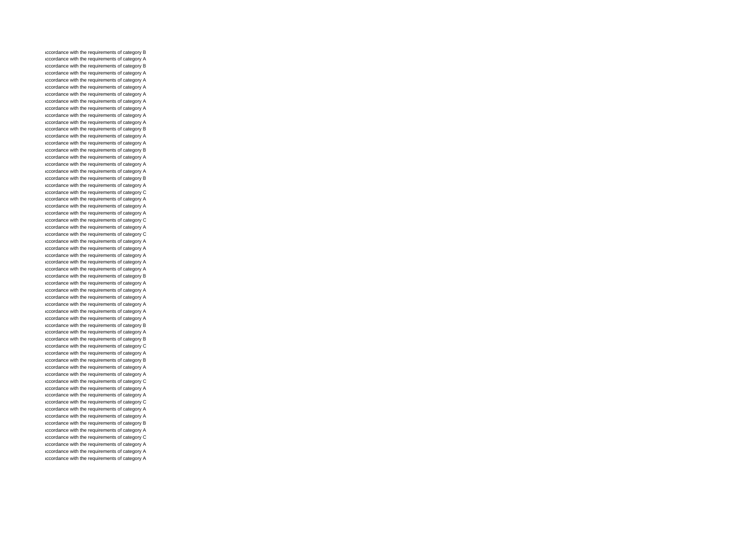ıccordance with the requirements of category B
ıccordance with the requirements of category A
ıccordance with the requirements of category B
ıccordance with the requirements of category A
ıccordance with the requirements of category A
ıccordance with the requirements of category A
ıccordance with the requirements of category A
ıccordance with the requirements of category A
ıccordance with the requirements of category A
ıccordance with the requirements of category A
ıccordance with the requirements of category A
ıccordance with the requirements of category B
ıccordance with the requirements of category A
ıccordance with the requirements of category A
ıccordance with the requirements of category B
ıccordance with the requirements of category A
ıccordance with the requirements of category A
ıccordance with the requirements of category A
ıccordance with the requirements of category B
ıccordance with the requirements of category A
ıccordance with the requirements of category C
ıccordance with the requirements of category A
ıccordance with the requirements of category A
ıccordance with the requirements of category A
ıccordance with the requirements of category C
ıccordance with the requirements of category A
ıccordance with the requirements of category C
ıccordance with the requirements of category A
ıccordance with the requirements of category A
ıccordance with the requirements of category A
ıccordance with the requirements of category A
ıccordance with the requirements of category A
ıccordance with the requirements of category B
ıccordance with the requirements of category A
ıccordance with the requirements of category A
ıccordance with the requirements of category A
ıccordance with the requirements of category A
ıccordance with the requirements of category A
ıccordance with the requirements of category A
ıccordance with the requirements of category B
ıccordance with the requirements of category A
ıccordance with the requirements of category B
ıccordance with the requirements of category C
ıccordance with the requirements of category A
ıccordance with the requirements of category B
ıccordance with the requirements of category A
ıccordance with the requirements of category A
ıccordance with the requirements of category C
ıccordance with the requirements of category A
ıccordance with the requirements of category A
ıccordance with the requirements of category C
ıccordance with the requirements of category A
ıccordance with the requirements of category A
ıccordance with the requirements of category B
ıccordance with the requirements of category A
ıccordance with the requirements of category C
ıccordance with the requirements of category A
ıccordance with the requirements of category A
ıccordance with the requirements of category A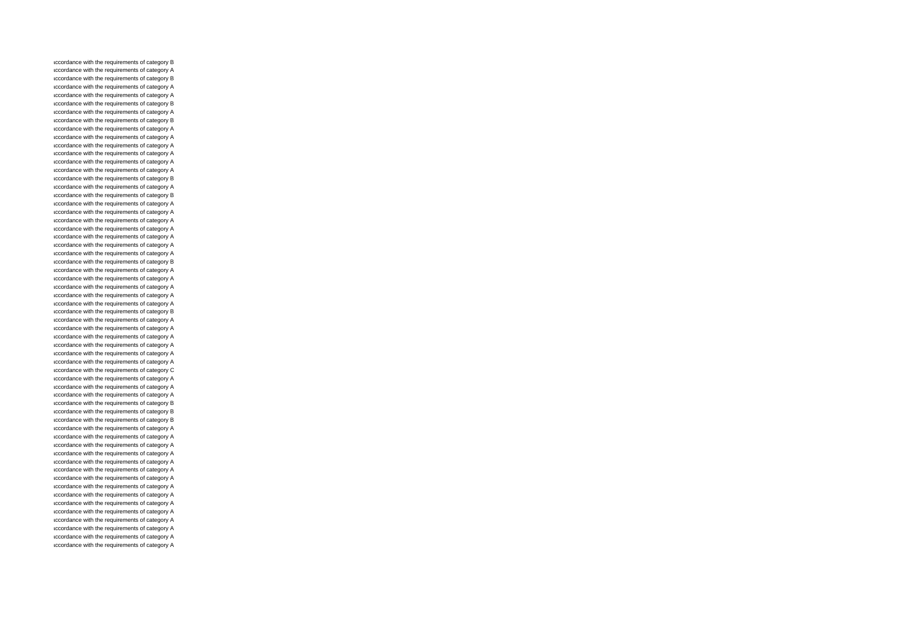ıccordance with the requirements of category B
ıccordance with the requirements of category A
ıccordance with the requirements of category B
ıccordance with the requirements of category A
ıccordance with the requirements of category A
ıccordance with the requirements of category B
ıccordance with the requirements of category A
ıccordance with the requirements of category B
ıccordance with the requirements of category A
ıccordance with the requirements of category A
ıccordance with the requirements of category A
ıccordance with the requirements of category A
ıccordance with the requirements of category A
ıccordance with the requirements of category A
ıccordance with the requirements of category B
ıccordance with the requirements of category A
ıccordance with the requirements of category B
ıccordance with the requirements of category A
ıccordance with the requirements of category A
ıccordance with the requirements of category A
ıccordance with the requirements of category A
ıccordance with the requirements of category A
ıccordance with the requirements of category A
ıccordance with the requirements of category A
ıccordance with the requirements of category B
ıccordance with the requirements of category A
ıccordance with the requirements of category A
ıccordance with the requirements of category A
ıccordance with the requirements of category A
ıccordance with the requirements of category A
ıccordance with the requirements of category B
ıccordance with the requirements of category A
ıccordance with the requirements of category A
ıccordance with the requirements of category A
ıccordance with the requirements of category A
ıccordance with the requirements of category A
ıccordance with the requirements of category A
ıccordance with the requirements of category C
ıccordance with the requirements of category A
ıccordance with the requirements of category A
ıccordance with the requirements of category A
ıccordance with the requirements of category B
ıccordance with the requirements of category B
ıccordance with the requirements of category B
ıccordance with the requirements of category A
ıccordance with the requirements of category A
ıccordance with the requirements of category A
ıccordance with the requirements of category A
ıccordance with the requirements of category A
ıccordance with the requirements of category A
ıccordance with the requirements of category A
ıccordance with the requirements of category A
ıccordance with the requirements of category A
ıccordance with the requirements of category A
ıccordance with the requirements of category A
ıccordance with the requirements of category A
ıccordance with the requirements of category A
ıccordance with the requirements of category A
ıccordance with the requirements of category A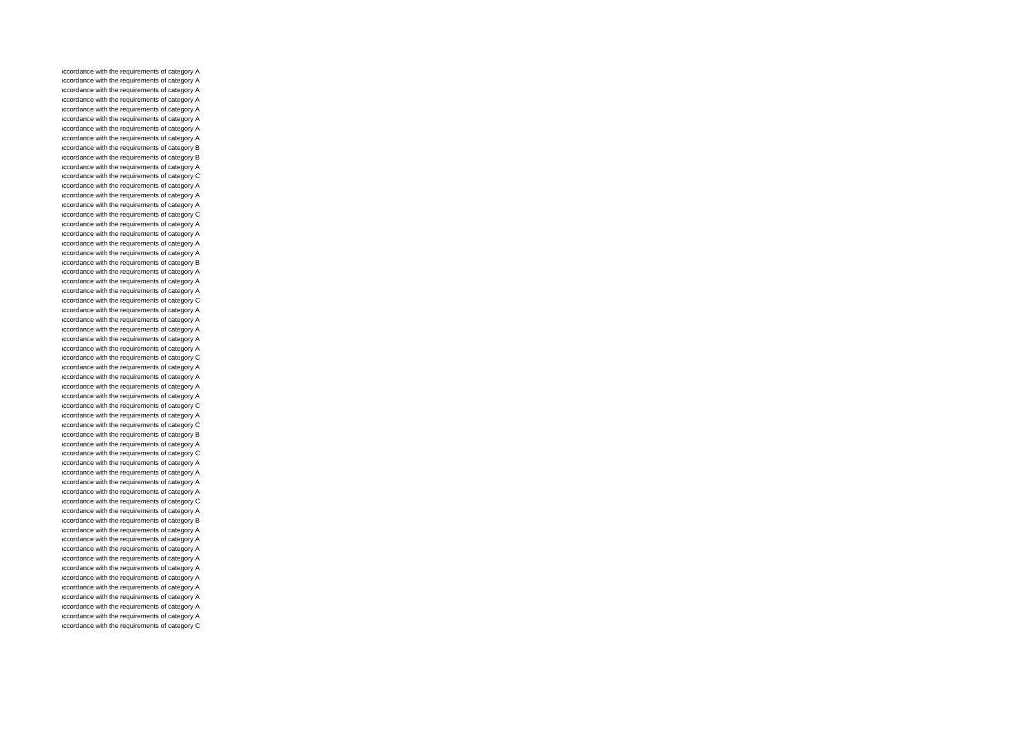ıccordance with the requirements of category A
ıccordance with the requirements of category A
ıccordance with the requirements of category A
ıccordance with the requirements of category A
ıccordance with the requirements of category A
ıccordance with the requirements of category A
ıccordance with the requirements of category A
ıccordance with the requirements of category A
ıccordance with the requirements of category B
ıccordance with the requirements of category B
ıccordance with the requirements of category A
ıccordance with the requirements of category C
ıccordance with the requirements of category A
ıccordance with the requirements of category A
ıccordance with the requirements of category A
ıccordance with the requirements of category C
ıccordance with the requirements of category A
ıccordance with the requirements of category A
ıccordance with the requirements of category A
ıccordance with the requirements of category A
ıccordance with the requirements of category B
ıccordance with the requirements of category A
ıccordance with the requirements of category A
ıccordance with the requirements of category A
ıccordance with the requirements of category C
ıccordance with the requirements of category A
ıccordance with the requirements of category A
ıccordance with the requirements of category A
ıccordance with the requirements of category A
ıccordance with the requirements of category A
ıccordance with the requirements of category C
ıccordance with the requirements of category A
ıccordance with the requirements of category A
ıccordance with the requirements of category A
ıccordance with the requirements of category A
ıccordance with the requirements of category C
ıccordance with the requirements of category A
ıccordance with the requirements of category C
ıccordance with the requirements of category B
ıccordance with the requirements of category A
ıccordance with the requirements of category C
ıccordance with the requirements of category A
ıccordance with the requirements of category A
ıccordance with the requirements of category A
ıccordance with the requirements of category A
ıccordance with the requirements of category C
ıccordance with the requirements of category A
ıccordance with the requirements of category B
ıccordance with the requirements of category A
ıccordance with the requirements of category A
ıccordance with the requirements of category A
ıccordance with the requirements of category A
ıccordance with the requirements of category A
ıccordance with the requirements of category A
ıccordance with the requirements of category A
ıccordance with the requirements of category A
ıccordance with the requirements of category A
ıccordance with the requirements of category A
ıccordance with the requirements of category C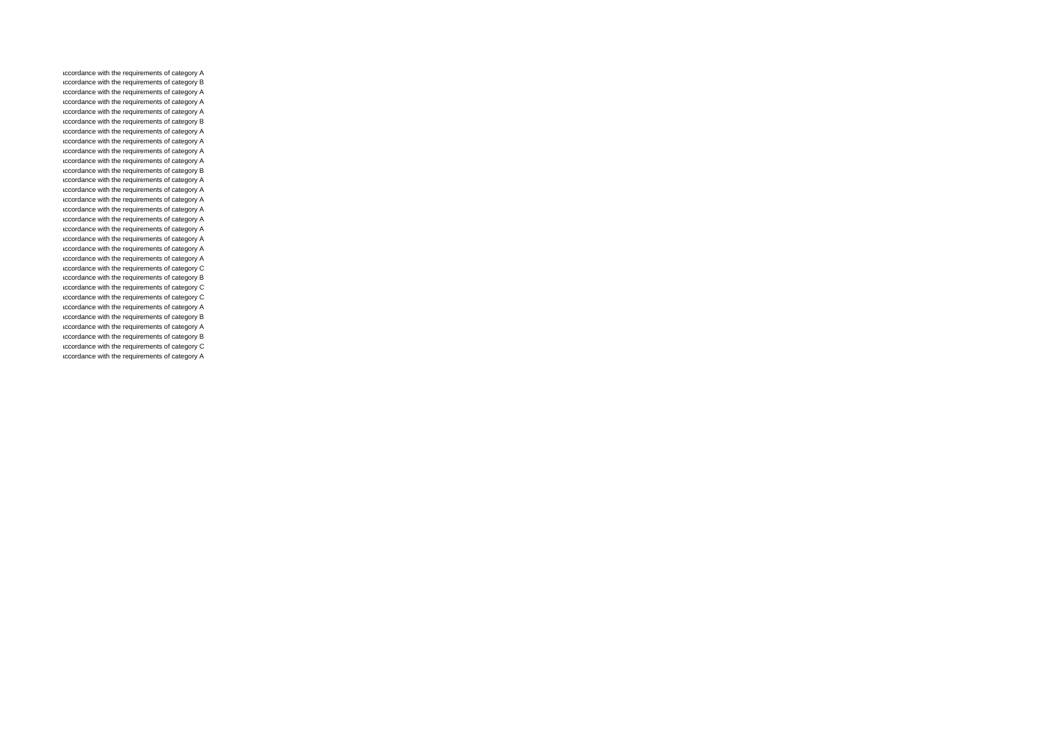ıccordance with the requirements of category A
ıccordance with the requirements of category B
ıccordance with the requirements of category A
ıccordance with the requirements of category A
ıccordance with the requirements of category A
ıccordance with the requirements of category B
ıccordance with the requirements of category A
ıccordance with the requirements of category A
ıccordance with the requirements of category A
ıccordance with the requirements of category A
ıccordance with the requirements of category B
ıccordance with the requirements of category A
ıccordance with the requirements of category A
ıccordance with the requirements of category A
ıccordance with the requirements of category A
ıccordance with the requirements of category A
ıccordance with the requirements of category A
ıccordance with the requirements of category A
ıccordance with the requirements of category A
ıccordance with the requirements of category A
ıccordance with the requirements of category C
ıccordance with the requirements of category B
ıccordance with the requirements of category C
ıccordance with the requirements of category C
ıccordance with the requirements of category A
ıccordance with the requirements of category B
ıccordance with the requirements of category A
ıccordance with the requirements of category B
ıccordance with the requirements of category C
ıccordance with the requirements of category A